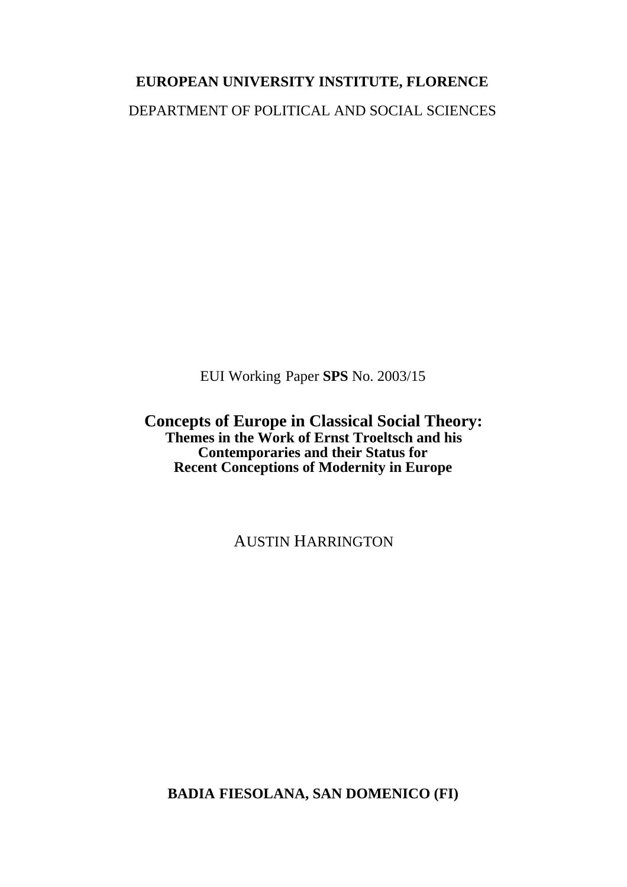**EUROPEAN UNIVERSITY INSTITUTE, FLORENCE**

DEPARTMENT OF POLITICAL AND SOCIAL SCIENCES

EUI Working Paper **SPS** No. 2003/15

# Concepts of Europe in Classical Social Theory:

## Themes in the Work of Ernst Troeltsch and his Contemporaries and their Status for Recent Conceptions of Modernity in Europe

AUSTIN HARRINGTON

**BADIA FIESOLANA, SAN DOMENICO (FI)**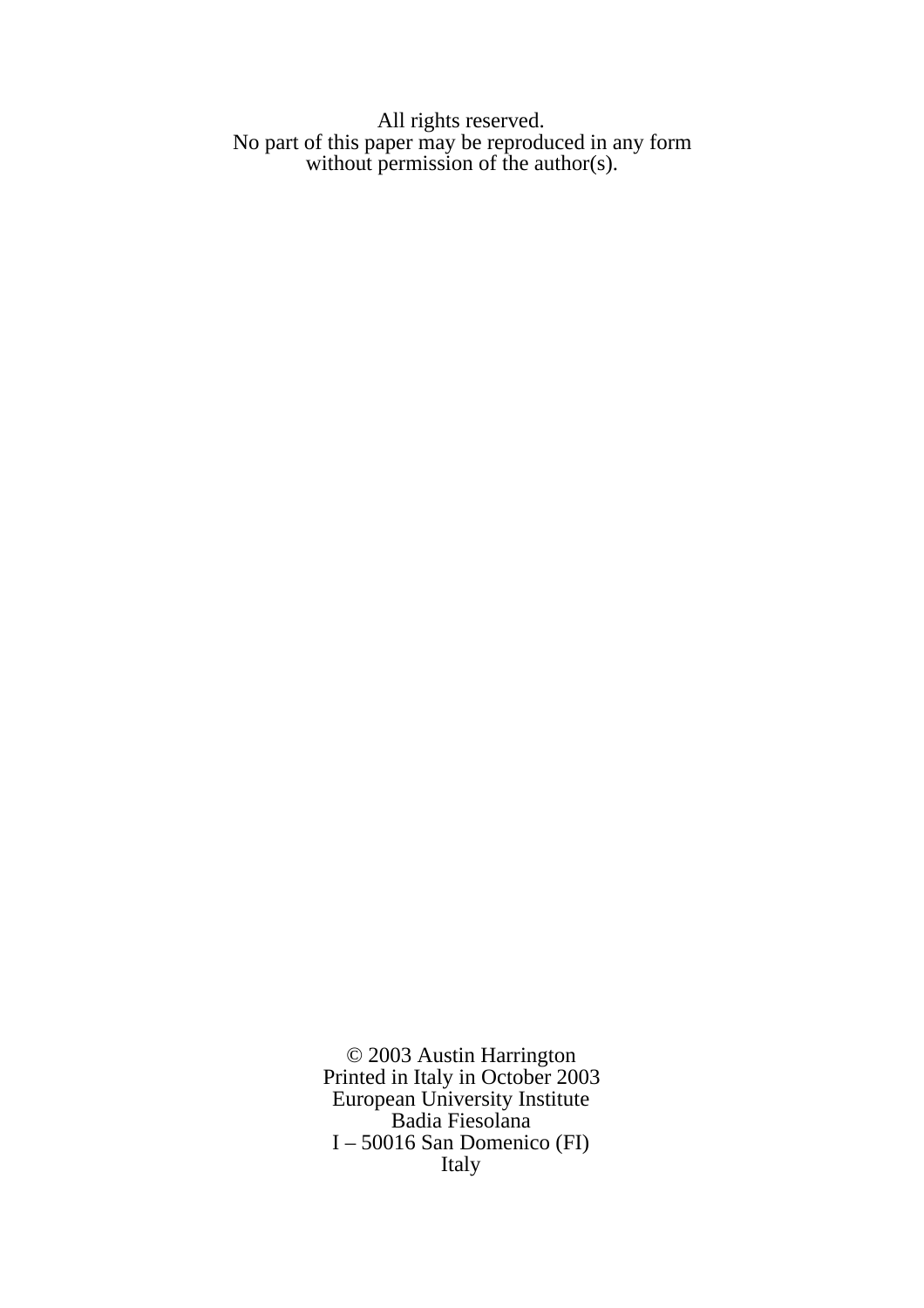All rights reserved.
No part of this paper may be reproduced in any form
without permission of the author(s).

© 2003 Austin Harrington
Printed in Italy in October 2003
European University Institute
Badia Fiesolana
I – 50016 San Domenico (FI)
Italy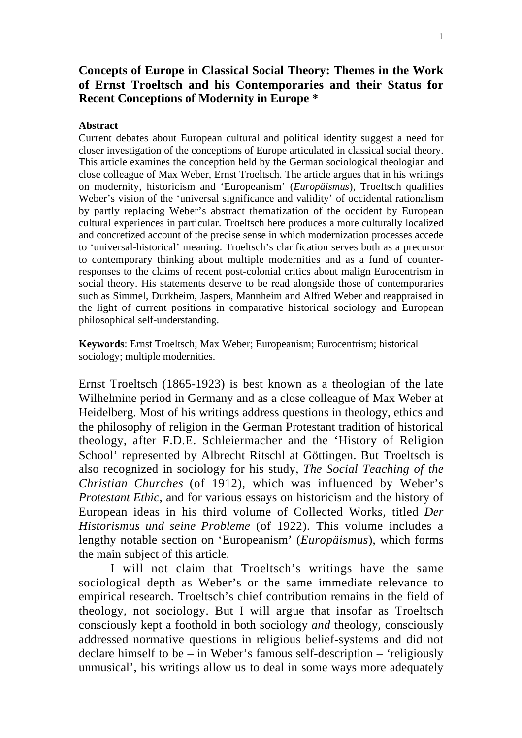**Concepts of Europe in Classical Social Theory: Themes in the Work of Ernst Troeltsch and his Contemporaries and their Status for Recent Conceptions of Modernity in Europe ***

**Abstract**

Current debates about European cultural and political identity suggest a need for closer investigation of the conceptions of Europe articulated in classical social theory. This article examines the conception held by the German sociological theologian and close colleague of Max Weber, Ernst Troeltsch. The article argues that in his writings on modernity, historicism and 'Europeanism' (*Europäismus*), Troeltsch qualifies Weber's vision of the 'universal significance and validity' of occidental rationalism by partly replacing Weber's abstract thematization of the occident by European cultural experiences in particular. Troeltsch here produces a more culturally localized and concretized account of the precise sense in which modernization processes accede to 'universal-historical' meaning. Troeltsch's clarification serves both as a precursor to contemporary thinking about multiple modernities and as a fund of counter-responses to the claims of recent post-colonial critics about malign Eurocentrism in social theory. His statements deserve to be read alongside those of contemporaries such as Simmel, Durkheim, Jaspers, Mannheim and Alfred Weber and reappraised in the light of current positions in comparative historical sociology and European philosophical self-understanding.

**Keywords**: Ernst Troeltsch; Max Weber; Europeanism; Eurocentrism; historical sociology; multiple modernities.

Ernst Troeltsch (1865-1923) is best known as a theologian of the late Wilhelmine period in Germany and as a close colleague of Max Weber at Heidelberg. Most of his writings address questions in theology, ethics and the philosophy of religion in the German Protestant tradition of historical theology, after F.D.E. Schleiermacher and the 'History of Religion School' represented by Albrecht Ritschl at Göttingen. But Troeltsch is also recognized in sociology for his study, *The Social Teaching of the Christian Churches* (of 1912), which was influenced by Weber's *Protestant Ethic*, and for various essays on historicism and the history of European ideas in his third volume of Collected Works, titled *Der Historismus und seine Probleme* (of 1922). This volume includes a lengthy notable section on 'Europeanism' (*Europäismus*), which forms the main subject of this article.

I will not claim that Troeltsch's writings have the same sociological depth as Weber's or the same immediate relevance to empirical research. Troeltsch's chief contribution remains in the field of theology, not sociology. But I will argue that insofar as Troeltsch consciously kept a foothold in both sociology *and* theology, consciously addressed normative questions in religious belief-systems and did not declare himself to be – in Weber's famous self-description – 'religiously unmusical', his writings allow us to deal in some ways more adequately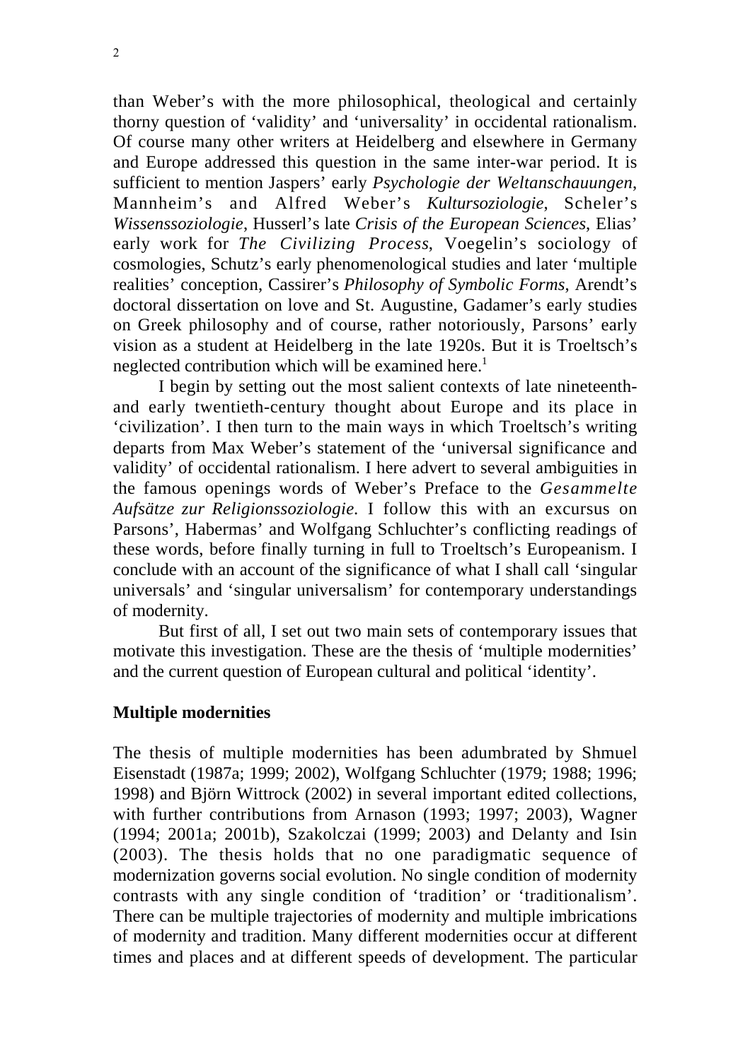than Weber's with the more philosophical, theological and certainly thorny question of 'validity' and 'universality' in occidental rationalism. Of course many other writers at Heidelberg and elsewhere in Germany and Europe addressed this question in the same inter-war period. It is sufficient to mention Jaspers' early *Psychologie der Weltanschauungen*, Mannheim's and Alfred Weber's *Kultursoziologie*, Scheler's *Wissenssoziologie*, Husserl's late *Crisis of the European Sciences*, Elias' early work for *The Civilizing Process*, Voegelin's sociology of cosmologies, Schutz's early phenomenological studies and later 'multiple realities' conception, Cassirer's *Philosophy of Symbolic Forms*, Arendt's doctoral dissertation on love and St. Augustine, Gadamer's early studies on Greek philosophy and of course, rather notoriously, Parsons' early vision as a student at Heidelberg in the late 1920s. But it is Troeltsch's neglected contribution which will be examined here.[1]

I begin by setting out the most salient contexts of late nineteenth- and early twentieth-century thought about Europe and its place in 'civilization'. I then turn to the main ways in which Troeltsch's writing departs from Max Weber's statement of the 'universal significance and validity' of occidental rationalism. I here advert to several ambiguities in the famous openings words of Weber's Preface to the *Gesammelte Aufsätze zur Religionssoziologie.* I follow this with an excursus on Parsons', Habermas' and Wolfgang Schluchter's conflicting readings of these words, before finally turning in full to Troeltsch's Europeanism. I conclude with an account of the significance of what I shall call 'singular universals' and 'singular universalism' for contemporary understandings of modernity.

But first of all, I set out two main sets of contemporary issues that motivate this investigation. These are the thesis of 'multiple modernities' and the current question of European cultural and political 'identity'.

## Multiple modernities

The thesis of multiple modernities has been adumbrated by Shmuel Eisenstadt (1987a; 1999; 2002), Wolfgang Schluchter (1979; 1988; 1996; 1998) and Björn Wittrock (2002) in several important edited collections, with further contributions from Arnason (1993; 1997; 2003), Wagner (1994; 2001a; 2001b), Szakolczai (1999; 2003) and Delanty and Isin (2003). The thesis holds that no one paradigmatic sequence of modernization governs social evolution. No single condition of modernity contrasts with any single condition of 'tradition' or 'traditionalism'. There can be multiple trajectories of modernity and multiple imbrications of modernity and tradition. Many different modernities occur at different times and places and at different speeds of development. The particular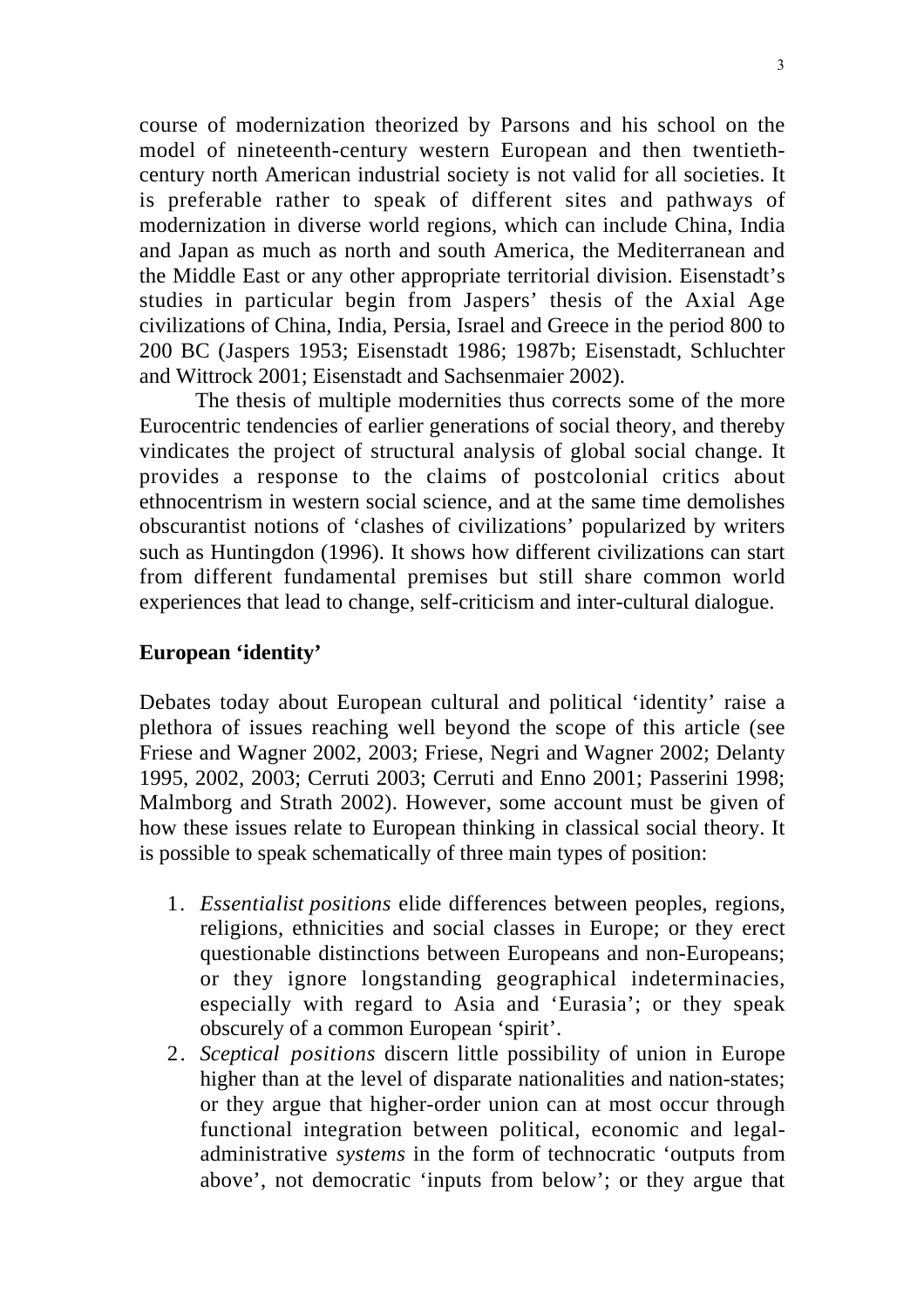course of modernization theorized by Parsons and his school on the model of nineteenth-century western European and then twentieth-century north American industrial society is not valid for all societies. It is preferable rather to speak of different sites and pathways of modernization in diverse world regions, which can include China, India and Japan as much as north and south America, the Mediterranean and the Middle East or any other appropriate territorial division. Eisenstadt's studies in particular begin from Jaspers' thesis of the Axial Age civilizations of China, India, Persia, Israel and Greece in the period 800 to 200 BC (Jaspers 1953; Eisenstadt 1986; 1987b; Eisenstadt, Schluchter and Wittrock 2001; Eisenstadt and Sachsenmaier 2002).

The thesis of multiple modernities thus corrects some of the more Eurocentric tendencies of earlier generations of social theory, and thereby vindicates the project of structural analysis of global social change. It provides a response to the claims of postcolonial critics about ethnocentrism in western social science, and at the same time demolishes obscurantist notions of 'clashes of civilizations' popularized by writers such as Huntingdon (1996). It shows how different civilizations can start from different fundamental premises but still share common world experiences that lead to change, self-criticism and inter-cultural dialogue.

## European 'identity'

Debates today about European cultural and political 'identity' raise a plethora of issues reaching well beyond the scope of this article (see Friese and Wagner 2002, 2003; Friese, Negri and Wagner 2002; Delanty 1995, 2002, 2003; Cerruti 2003; Cerruti and Enno 2001; Passerini 1998; Malmborg and Strath 2002). However, some account must be given of how these issues relate to European thinking in classical social theory. It is possible to speak schematically of three main types of position:

1. *Essentialist positions* elide differences between peoples, regions, religions, ethnicities and social classes in Europe; or they erect questionable distinctions between Europeans and non-Europeans; or they ignore longstanding geographical indeterminacies, especially with regard to Asia and 'Eurasia'; or they speak obscurely of a common European 'spirit'.
2. *Sceptical positions* discern little possibility of union in Europe higher than at the level of disparate nationalities and nation-states; or they argue that higher-order union can at most occur through functional integration between political, economic and legal-administrative *systems* in the form of technocratic 'outputs from above', not democratic 'inputs from below'; or they argue that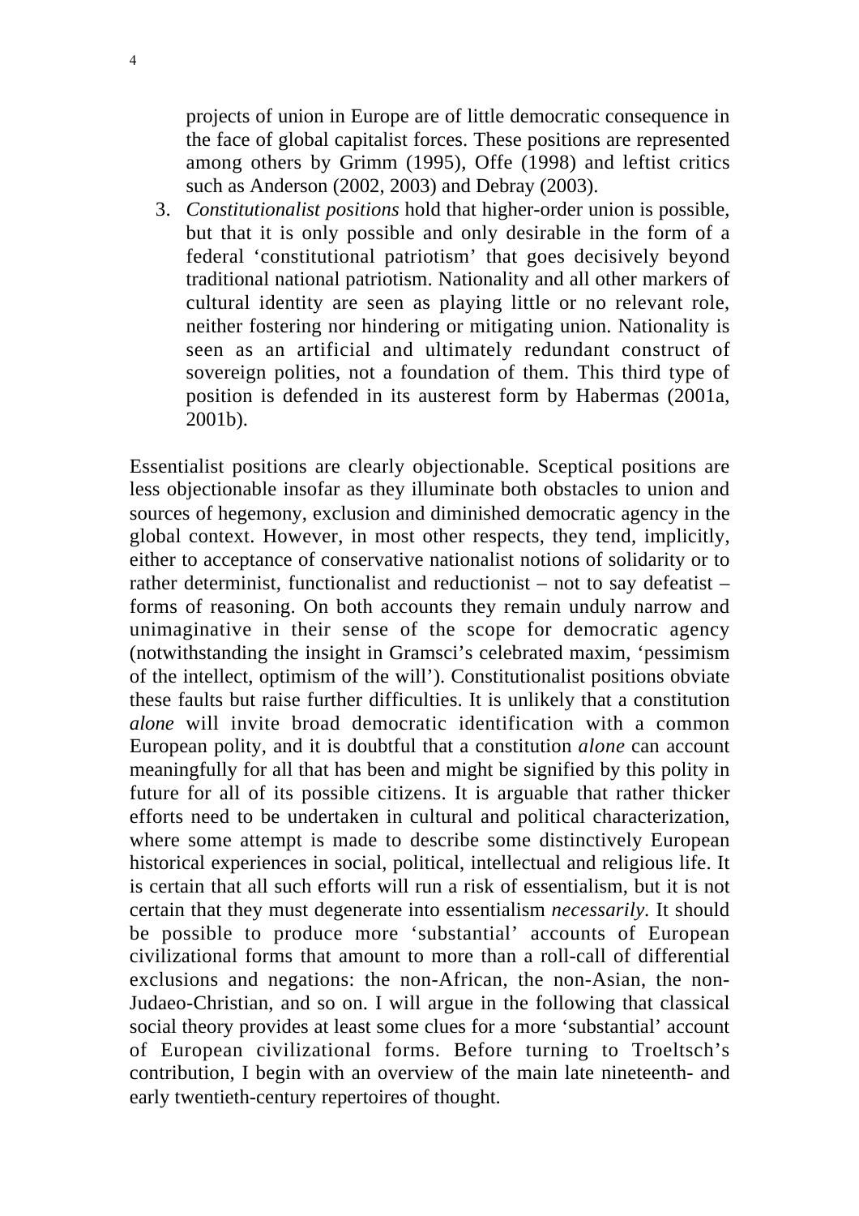projects of union in Europe are of little democratic consequence in the face of global capitalist forces. These positions are represented among others by Grimm (1995), Offe (1998) and leftist critics such as Anderson (2002, 2003) and Debray (2003).

3. *Constitutionalist positions* hold that higher-order union is possible, but that it is only possible and only desirable in the form of a federal 'constitutional patriotism' that goes decisively beyond traditional national patriotism. Nationality and all other markers of cultural identity are seen as playing little or no relevant role, neither fostering nor hindering or mitigating union. Nationality is seen as an artificial and ultimately redundant construct of sovereign polities, not a foundation of them. This third type of position is defended in its austerest form by Habermas (2001a, 2001b).

Essentialist positions are clearly objectionable. Sceptical positions are less objectionable insofar as they illuminate both obstacles to union and sources of hegemony, exclusion and diminished democratic agency in the global context. However, in most other respects, they tend, implicitly, either to acceptance of conservative nationalist notions of solidarity or to rather determinist, functionalist and reductionist – not to say defeatist – forms of reasoning. On both accounts they remain unduly narrow and unimaginative in their sense of the scope for democratic agency (notwithstanding the insight in Gramsci's celebrated maxim, 'pessimism of the intellect, optimism of the will'). Constitutionalist positions obviate these faults but raise further difficulties. It is unlikely that a constitution *alone* will invite broad democratic identification with a common European polity, and it is doubtful that a constitution *alone* can account meaningfully for all that has been and might be signified by this polity in future for all of its possible citizens. It is arguable that rather thicker efforts need to be undertaken in cultural and political characterization, where some attempt is made to describe some distinctively European historical experiences in social, political, intellectual and religious life. It is certain that all such efforts will run a risk of essentialism, but it is not certain that they must degenerate into essentialism *necessarily*. It should be possible to produce more 'substantial' accounts of European civilizational forms that amount to more than a roll-call of differential exclusions and negations: the non-African, the non-Asian, the non-Judaeo-Christian, and so on. I will argue in the following that classical social theory provides at least some clues for a more 'substantial' account of European civilizational forms. Before turning to Troeltsch's contribution, I begin with an overview of the main late nineteenth- and early twentieth-century repertoires of thought.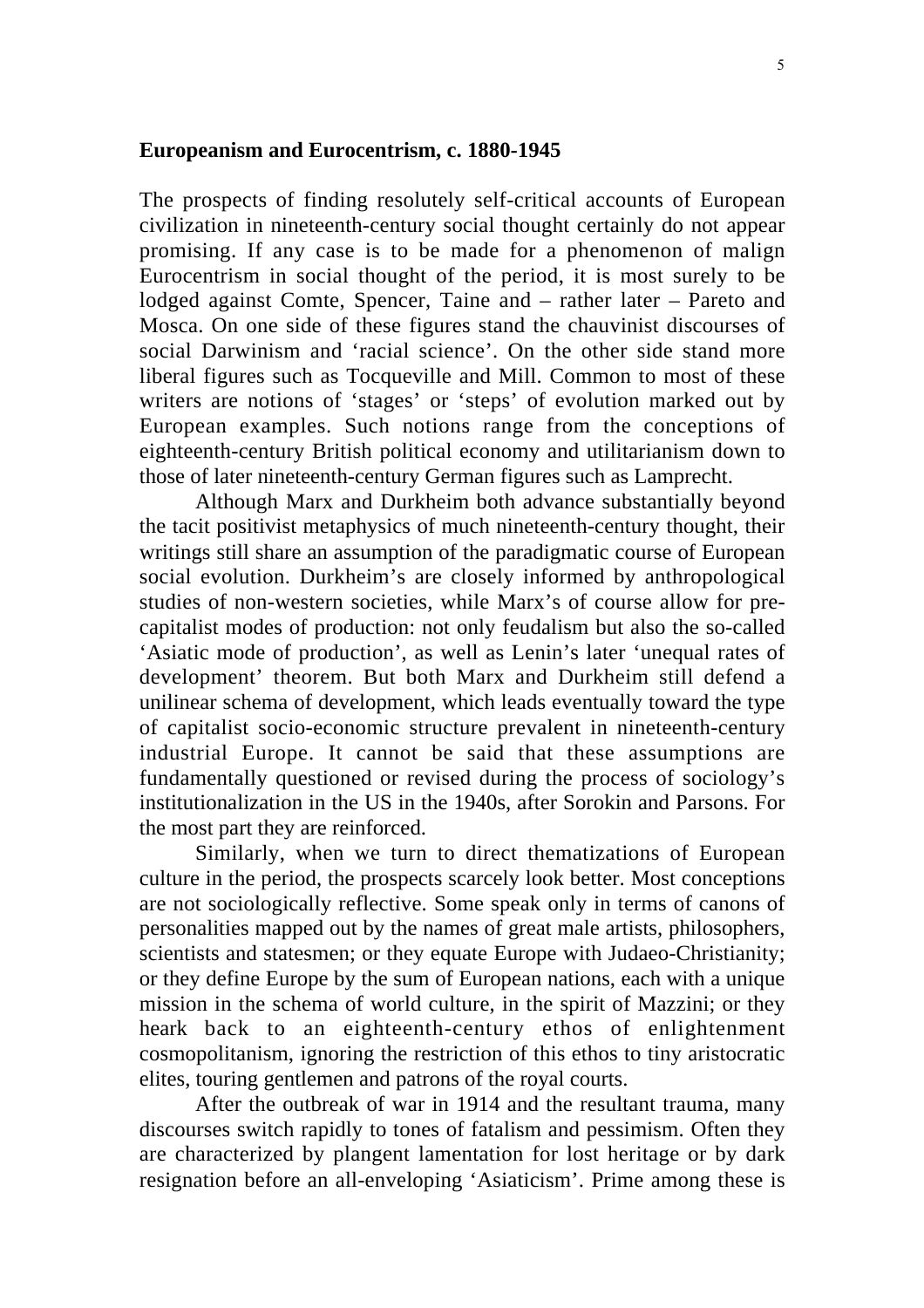## Europeanism and Eurocentrism, c. 1880-1945

The prospects of finding resolutely self-critical accounts of European civilization in nineteenth-century social thought certainly do not appear promising. If any case is to be made for a phenomenon of malign Eurocentrism in social thought of the period, it is most surely to be lodged against Comte, Spencer, Taine and – rather later – Pareto and Mosca. On one side of these figures stand the chauvinist discourses of social Darwinism and 'racial science'. On the other side stand more liberal figures such as Tocqueville and Mill. Common to most of these writers are notions of 'stages' or 'steps' of evolution marked out by European examples. Such notions range from the conceptions of eighteenth-century British political economy and utilitarianism down to those of later nineteenth-century German figures such as Lamprecht.

Although Marx and Durkheim both advance substantially beyond the tacit positivist metaphysics of much nineteenth-century thought, their writings still share an assumption of the paradigmatic course of European social evolution. Durkheim's are closely informed by anthropological studies of non-western societies, while Marx's of course allow for pre-capitalist modes of production: not only feudalism but also the so-called 'Asiatic mode of production', as well as Lenin's later 'unequal rates of development' theorem. But both Marx and Durkheim still defend a unilinear schema of development, which leads eventually toward the type of capitalist socio-economic structure prevalent in nineteenth-century industrial Europe. It cannot be said that these assumptions are fundamentally questioned or revised during the process of sociology's institutionalization in the US in the 1940s, after Sorokin and Parsons. For the most part they are reinforced.

Similarly, when we turn to direct thematizations of European culture in the period, the prospects scarcely look better. Most conceptions are not sociologically reflective. Some speak only in terms of canons of personalities mapped out by the names of great male artists, philosophers, scientists and statesmen; or they equate Europe with Judaeo-Christianity; or they define Europe by the sum of European nations, each with a unique mission in the schema of world culture, in the spirit of Mazzini; or they heark back to an eighteenth-century ethos of enlightenment cosmopolitanism, ignoring the restriction of this ethos to tiny aristocratic elites, touring gentlemen and patrons of the royal courts.

After the outbreak of war in 1914 and the resultant trauma, many discourses switch rapidly to tones of fatalism and pessimism. Often they are characterized by plangent lamentation for lost heritage or by dark resignation before an all-enveloping 'Asiaticism'. Prime among these is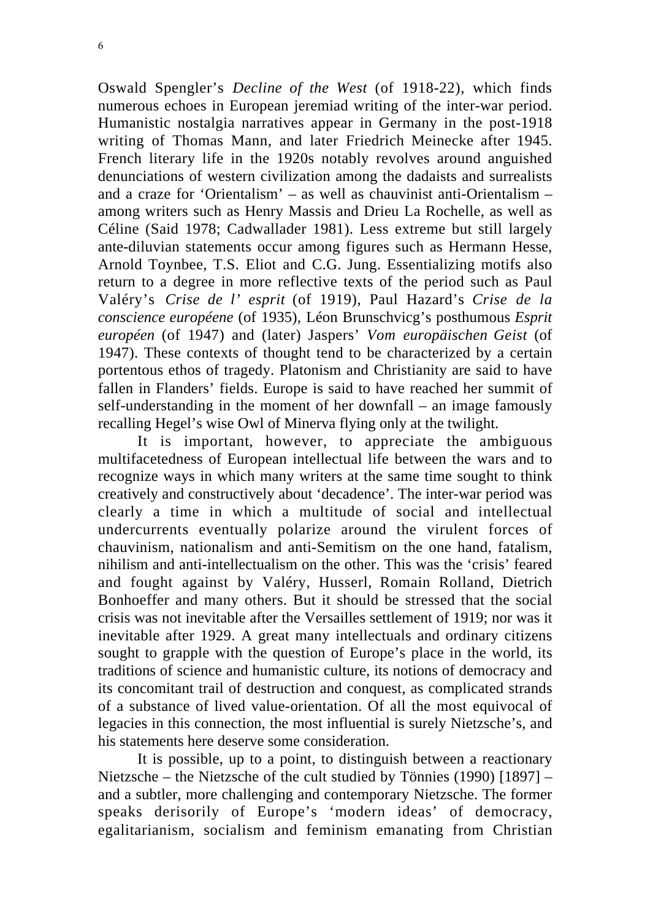Oswald Spengler's *Decline of the West* (of 1918-22), which finds numerous echoes in European jeremiad writing of the inter-war period. Humanistic nostalgia narratives appear in Germany in the post-1918 writing of Thomas Mann, and later Friedrich Meinecke after 1945. French literary life in the 1920s notably revolves around anguished denunciations of western civilization among the dadaists and surrealists and a craze for 'Orientalism' – as well as chauvinist anti-Orientalism – among writers such as Henry Massis and Drieu La Rochelle, as well as Céline (Said 1978; Cadwallader 1981). Less extreme but still largely ante-diluvian statements occur among figures such as Hermann Hesse, Arnold Toynbee, T.S. Eliot and C.G. Jung. Essentializing motifs also return to a degree in more reflective texts of the period such as Paul Valéry's *Crise de l' esprit* (of 1919), Paul Hazard's *Crise de la conscience européene* (of 1935), Léon Brunschvicg's posthumous *Esprit européen* (of 1947) and (later) Jaspers' *Vom europäischen Geist* (of 1947). These contexts of thought tend to be characterized by a certain portentous ethos of tragedy. Platonism and Christianity are said to have fallen in Flanders' fields. Europe is said to have reached her summit of self-understanding in the moment of her downfall – an image famously recalling Hegel's wise Owl of Minerva flying only at the twilight.

It is important, however, to appreciate the ambiguous multifacetedness of European intellectual life between the wars and to recognize ways in which many writers at the same time sought to think creatively and constructively about 'decadence'. The inter-war period was clearly a time in which a multitude of social and intellectual undercurrents eventually polarize around the virulent forces of chauvinism, nationalism and anti-Semitism on the one hand, fatalism, nihilism and anti-intellectualism on the other. This was the 'crisis' feared and fought against by Valéry, Husserl, Romain Rolland, Dietrich Bonhoeffer and many others. But it should be stressed that the social crisis was not inevitable after the Versailles settlement of 1919; nor was it inevitable after 1929. A great many intellectuals and ordinary citizens sought to grapple with the question of Europe's place in the world, its traditions of science and humanistic culture, its notions of democracy and its concomitant trail of destruction and conquest, as complicated strands of a substance of lived value-orientation. Of all the most equivocal of legacies in this connection, the most influential is surely Nietzsche's, and his statements here deserve some consideration.

It is possible, up to a point, to distinguish between a reactionary Nietzsche – the Nietzsche of the cult studied by Tönnies (1990) [1897] – and a subtler, more challenging and contemporary Nietzsche. The former speaks derisorily of Europe's 'modern ideas' of democracy, egalitarianism, socialism and feminism emanating from Christian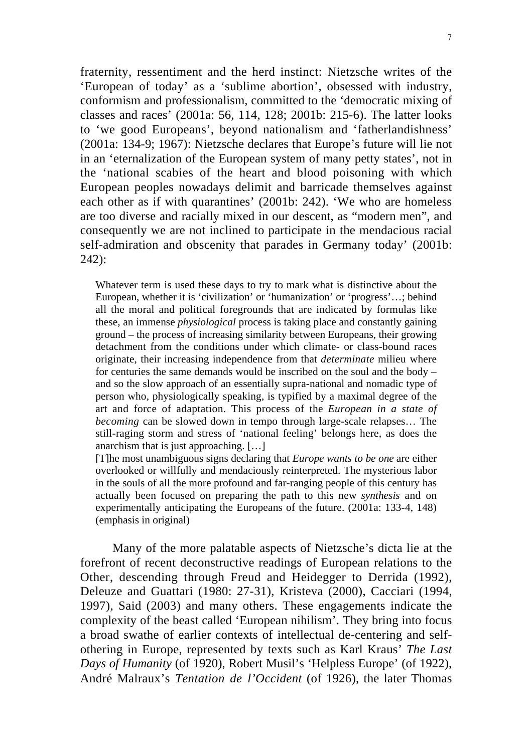fraternity, ressentiment and the herd instinct: Nietzsche writes of the 'European of today' as a 'sublime abortion', obsessed with industry, conformism and professionalism, committed to the 'democratic mixing of classes and races' (2001a: 56, 114, 128; 2001b: 215-6). The latter looks to 'we good Europeans', beyond nationalism and 'fatherlandishness' (2001a: 134-9; 1967): Nietzsche declares that Europe's future will lie not in an 'eternalization of the European system of many petty states', not in the 'national scabies of the heart and blood poisoning with which European peoples nowadays delimit and barricade themselves against each other as if with quarantines' (2001b: 242). 'We who are homeless are too diverse and racially mixed in our descent, as "modern men", and consequently we are not inclined to participate in the mendacious racial self-admiration and obscenity that parades in Germany today' (2001b: 242):

> Whatever term is used these days to try to mark what is distinctive about the European, whether it is 'civilization' or 'humanization' or 'progress'…; behind all the moral and political foregrounds that are indicated by formulas like these, an immense *physiological* process is taking place and constantly gaining ground – the process of increasing similarity between Europeans, their growing detachment from the conditions under which climate- or class-bound races originate, their increasing independence from that *determinate* milieu where for centuries the same demands would be inscribed on the soul and the body – and so the slow approach of an essentially supra-national and nomadic type of person who, physiologically speaking, is typified by a maximal degree of the art and force of adaptation. This process of the *European in a state of becoming* can be slowed down in tempo through large-scale relapses… The still-raging storm and stress of 'national feeling' belongs here, as does the anarchism that is just approaching. […]
>
> [T]he most unambiguous signs declaring that *Europe wants to be one* are either overlooked or willfully and mendaciously reinterpreted. The mysterious labor in the souls of all the more profound and far-ranging people of this century has actually been focused on preparing the path to this new *synthesis* and on experimentally anticipating the Europeans of the future. (2001a: 133-4, 148) (emphasis in original)

Many of the more palatable aspects of Nietzsche's dicta lie at the forefront of recent deconstructive readings of European relations to the Other, descending through Freud and Heidegger to Derrida (1992), Deleuze and Guattari (1980: 27-31), Kristeva (2000), Cacciari (1994, 1997), Said (2003) and many others. These engagements indicate the complexity of the beast called 'European nihilism'. They bring into focus a broad swathe of earlier contexts of intellectual de-centering and self-othering in Europe, represented by texts such as Karl Kraus' *The Last Days of Humanity* (of 1920), Robert Musil's 'Helpless Europe' (of 1922), André Malraux's *Tentation de l'Occident* (of 1926), the later Thomas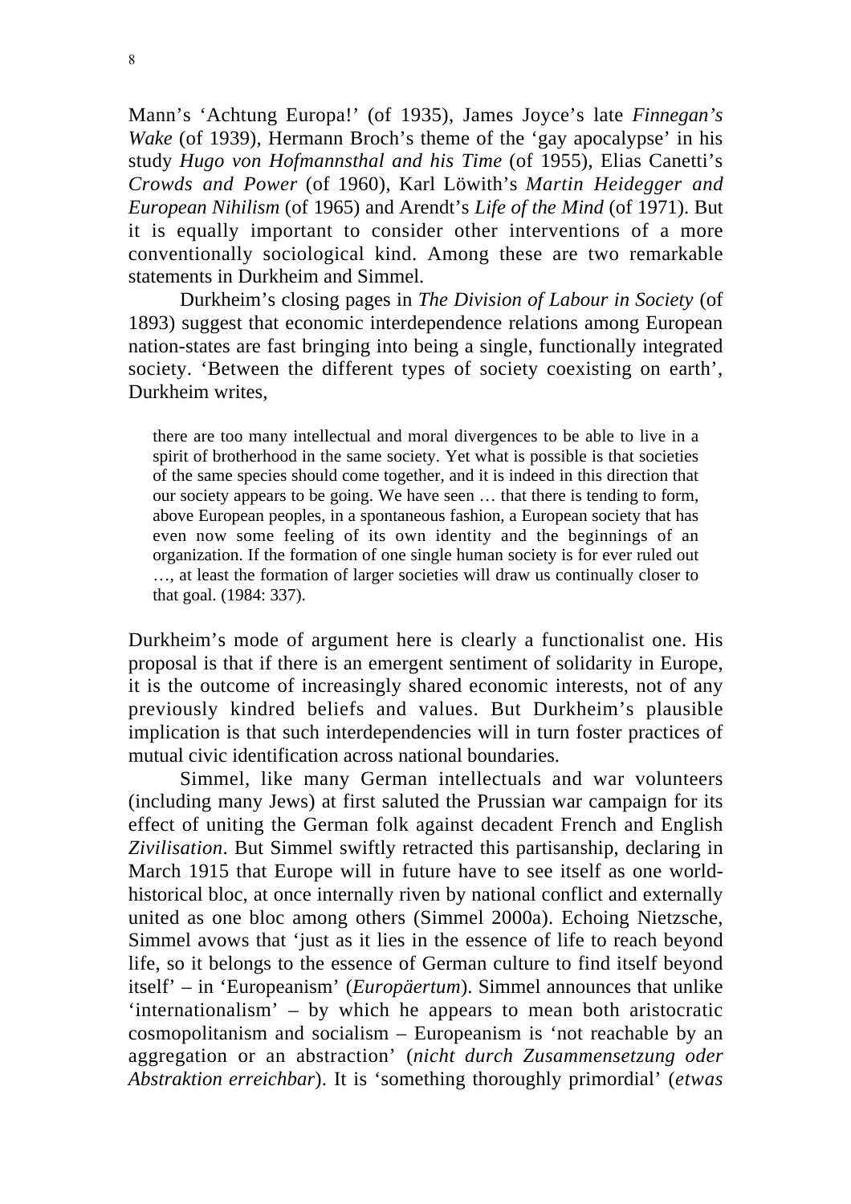Mann's 'Achtung Europa!' (of 1935), James Joyce's late *Finnegan's Wake* (of 1939), Hermann Broch's theme of the 'gay apocalypse' in his study *Hugo von Hofmannsthal and his Time* (of 1955), Elias Canetti's *Crowds and Power* (of 1960), Karl Löwith's *Martin Heidegger and European Nihilism* (of 1965) and Arendt's *Life of the Mind* (of 1971). But it is equally important to consider other interventions of a more conventionally sociological kind. Among these are two remarkable statements in Durkheim and Simmel.

Durkheim's closing pages in *The Division of Labour in Society* (of 1893) suggest that economic interdependence relations among European nation-states are fast bringing into being a single, functionally integrated society. 'Between the different types of society coexisting on earth', Durkheim writes,

> there are too many intellectual and moral divergences to be able to live in a spirit of brotherhood in the same society. Yet what is possible is that societies of the same species should come together, and it is indeed in this direction that our society appears to be going. We have seen … that there is tending to form, above European peoples, in a spontaneous fashion, a European society that has even now some feeling of its own identity and the beginnings of an organization. If the formation of one single human society is for ever ruled out …, at least the formation of larger societies will draw us continually closer to that goal. (1984: 337).

Durkheim's mode of argument here is clearly a functionalist one. His proposal is that if there is an emergent sentiment of solidarity in Europe, it is the outcome of increasingly shared economic interests, not of any previously kindred beliefs and values. But Durkheim's plausible implication is that such interdependencies will in turn foster practices of mutual civic identification across national boundaries.

Simmel, like many German intellectuals and war volunteers (including many Jews) at first saluted the Prussian war campaign for its effect of uniting the German folk against decadent French and English *Zivilisation*. But Simmel swiftly retracted this partisanship, declaring in March 1915 that Europe will in future have to see itself as one world-historical bloc, at once internally riven by national conflict and externally united as one bloc among others (Simmel 2000a). Echoing Nietzsche, Simmel avows that 'just as it lies in the essence of life to reach beyond life, so it belongs to the essence of German culture to find itself beyond itself' – in 'Europeanism' (*Europäertum*). Simmel announces that unlike 'internationalism' – by which he appears to mean both aristocratic cosmopolitanism and socialism – Europeanism is 'not reachable by an aggregation or an abstraction' (*nicht durch Zusammensetzung oder Abstraktion erreichbar*). It is 'something thoroughly primordial' (*etwas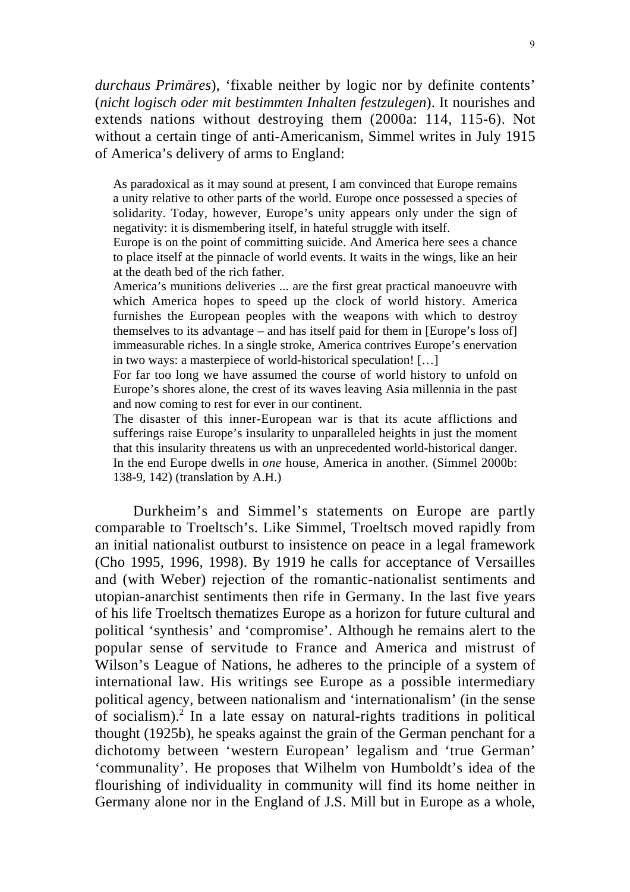*durchaus Primäres*), 'fixable neither by logic nor by definite contents' (*nicht logisch oder mit bestimmten Inhalten festzulegen*). It nourishes and extends nations without destroying them (2000a: 114, 115-6). Not without a certain tinge of anti-Americanism, Simmel writes in July 1915 of America's delivery of arms to England:

> As paradoxical as it may sound at present, I am convinced that Europe remains a unity relative to other parts of the world. Europe once possessed a species of solidarity. Today, however, Europe's unity appears only under the sign of negativity: it is dismembering itself, in hateful struggle with itself.
>
> Europe is on the point of committing suicide. And America here sees a chance to place itself at the pinnacle of world events. It waits in the wings, like an heir at the death bed of the rich father.
>
> America's munitions deliveries ... are the first great practical manoeuvre with which America hopes to speed up the clock of world history. America furnishes the European peoples with the weapons with which to destroy themselves to its advantage – and has itself paid for them in [Europe's loss of] immeasurable riches. In a single stroke, America contrives Europe's enervation in two ways: a masterpiece of world-historical speculation! […]
>
> For far too long we have assumed the course of world history to unfold on Europe's shores alone, the crest of its waves leaving Asia millennia in the past and now coming to rest for ever in our continent.
>
> The disaster of this inner-European war is that its acute afflictions and sufferings raise Europe's insularity to unparalleled heights in just the moment that this insularity threatens us with an unprecedented world-historical danger. In the end Europe dwells in *one* house, America in another. (Simmel 2000b: 138-9, 142) (translation by A.H.)

Durkheim's and Simmel's statements on Europe are partly comparable to Troeltsch's. Like Simmel, Troeltsch moved rapidly from an initial nationalist outburst to insistence on peace in a legal framework (Cho 1995, 1996, 1998). By 1919 he calls for acceptance of Versailles and (with Weber) rejection of the romantic-nationalist sentiments and utopian-anarchist sentiments then rife in Germany. In the last five years of his life Troeltsch thematizes Europe as a horizon for future cultural and political 'synthesis' and 'compromise'. Although he remains alert to the popular sense of servitude to France and America and mistrust of Wilson's League of Nations, he adheres to the principle of a system of international law. His writings see Europe as a possible intermediary political agency, between nationalism and 'internationalism' (in the sense of socialism).[2] In a late essay on natural-rights traditions in political thought (1925b), he speaks against the grain of the German penchant for a dichotomy between 'western European' legalism and 'true German' 'communality'. He proposes that Wilhelm von Humboldt's idea of the flourishing of individuality in community will find its home neither in Germany alone nor in the England of J.S. Mill but in Europe as a whole,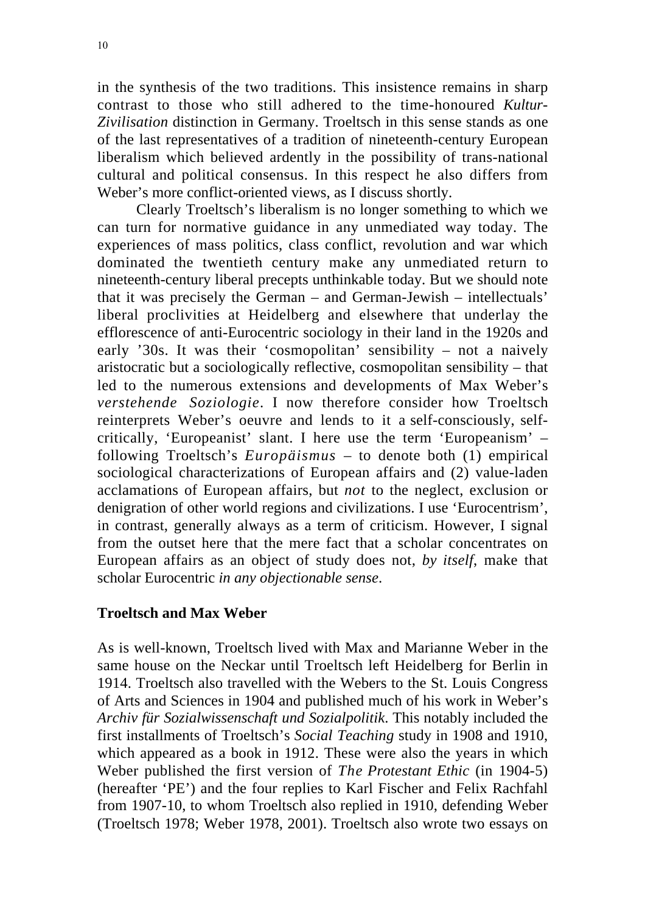in the synthesis of the two traditions. This insistence remains in sharp contrast to those who still adhered to the time-honoured *Kultur-Zivilisation* distinction in Germany. Troeltsch in this sense stands as one of the last representatives of a tradition of nineteenth-century European liberalism which believed ardently in the possibility of trans-national cultural and political consensus. In this respect he also differs from Weber's more conflict-oriented views, as I discuss shortly.

Clearly Troeltsch's liberalism is no longer something to which we can turn for normative guidance in any unmediated way today. The experiences of mass politics, class conflict, revolution and war which dominated the twentieth century make any unmediated return to nineteenth-century liberal precepts unthinkable today. But we should note that it was precisely the German – and German-Jewish – intellectuals' liberal proclivities at Heidelberg and elsewhere that underlay the efflorescence of anti-Eurocentric sociology in their land in the 1920s and early '30s. It was their 'cosmopolitan' sensibility – not a naively aristocratic but a sociologically reflective, cosmopolitan sensibility – that led to the numerous extensions and developments of Max Weber's *verstehende Soziologie*. I now therefore consider how Troeltsch reinterprets Weber's oeuvre and lends to it a self-consciously, self-critically, 'Europeanist' slant. I here use the term 'Europeanism' – following Troeltsch's *Europäismus* – to denote both (1) empirical sociological characterizations of European affairs and (2) value-laden acclamations of European affairs, but *not* to the neglect, exclusion or denigration of other world regions and civilizations. I use 'Eurocentrism', in contrast, generally always as a term of criticism. However, I signal from the outset here that the mere fact that a scholar concentrates on European affairs as an object of study does not, *by itself*, make that scholar Eurocentric *in any objectionable sense*.

## Troeltsch and Max Weber

As is well-known, Troeltsch lived with Max and Marianne Weber in the same house on the Neckar until Troeltsch left Heidelberg for Berlin in 1914. Troeltsch also travelled with the Webers to the St. Louis Congress of Arts and Sciences in 1904 and published much of his work in Weber's *Archiv für Sozialwissenschaft und Sozialpolitik*. This notably included the first installments of Troeltsch's *Social Teaching* study in 1908 and 1910, which appeared as a book in 1912. These were also the years in which Weber published the first version of *The Protestant Ethic* (in 1904-5) (hereafter 'PE') and the four replies to Karl Fischer and Felix Rachfahl from 1907-10, to whom Troeltsch also replied in 1910, defending Weber (Troeltsch 1978; Weber 1978, 2001). Troeltsch also wrote two essays on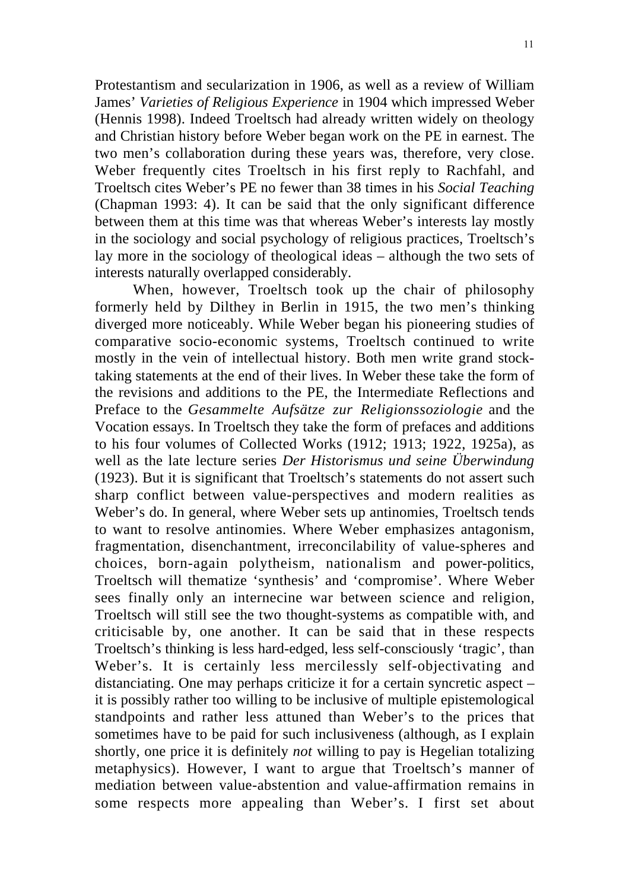Protestantism and secularization in 1906, as well as a review of William James' *Varieties of Religious Experience* in 1904 which impressed Weber (Hennis 1998). Indeed Troeltsch had already written widely on theology and Christian history before Weber began work on the PE in earnest. The two men's collaboration during these years was, therefore, very close. Weber frequently cites Troeltsch in his first reply to Rachfahl, and Troeltsch cites Weber's PE no fewer than 38 times in his *Social Teaching* (Chapman 1993: 4). It can be said that the only significant difference between them at this time was that whereas Weber's interests lay mostly in the sociology and social psychology of religious practices, Troeltsch's lay more in the sociology of theological ideas – although the two sets of interests naturally overlapped considerably.

When, however, Troeltsch took up the chair of philosophy formerly held by Dilthey in Berlin in 1915, the two men's thinking diverged more noticeably. While Weber began his pioneering studies of comparative socio-economic systems, Troeltsch continued to write mostly in the vein of intellectual history. Both men write grand stock-taking statements at the end of their lives. In Weber these take the form of the revisions and additions to the PE, the Intermediate Reflections and Preface to the *Gesammelte Aufsätze zur Religionssoziologie* and the Vocation essays. In Troeltsch they take the form of prefaces and additions to his four volumes of Collected Works (1912; 1913; 1922, 1925a), as well as the late lecture series *Der Historismus und seine Überwindung* (1923). But it is significant that Troeltsch's statements do not assert such sharp conflict between value-perspectives and modern realities as Weber's do. In general, where Weber sets up antinomies, Troeltsch tends to want to resolve antinomies. Where Weber emphasizes antagonism, fragmentation, disenchantment, irreconcilability of value-spheres and choices, born-again polytheism, nationalism and power-politics, Troeltsch will thematize 'synthesis' and 'compromise'. Where Weber sees finally only an internecine war between science and religion, Troeltsch will still see the two thought-systems as compatible with, and criticisable by, one another. It can be said that in these respects Troeltsch's thinking is less hard-edged, less self-consciously 'tragic', than Weber's. It is certainly less mercilessly self-objectivating and distanciating. One may perhaps criticize it for a certain syncretic aspect – it is possibly rather too willing to be inclusive of multiple epistemological standpoints and rather less attuned than Weber's to the prices that sometimes have to be paid for such inclusiveness (although, as I explain shortly, one price it is definitely *not* willing to pay is Hegelian totalizing metaphysics). However, I want to argue that Troeltsch's manner of mediation between value-abstention and value-affirmation remains in some respects more appealing than Weber's. I first set about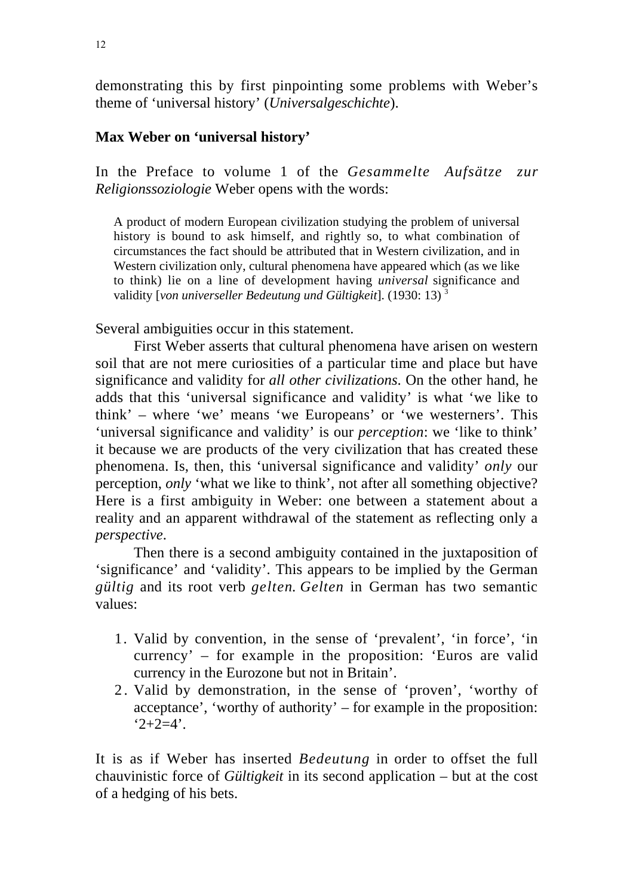demonstrating this by first pinpointing some problems with Weber's theme of 'universal history' (*Universalgeschichte*).

**Max Weber on 'universal history'**

In the Preface to volume 1 of the *Gesammelte Aufsätze zur Religionssoziologie* Weber opens with the words:

> A product of modern European civilization studying the problem of universal history is bound to ask himself, and rightly so, to what combination of circumstances the fact should be attributed that in Western civilization, and in Western civilization only, cultural phenomena have appeared which (as we like to think) lie on a line of development having *universal* significance and validity [*von universeller Bedeutung und Gültigkeit*]. (1930: 13) [3]

Several ambiguities occur in this statement.

First Weber asserts that cultural phenomena have arisen on western soil that are not mere curiosities of a particular time and place but have significance and validity for *all other civilizations*. On the other hand, he adds that this 'universal significance and validity' is what 'we like to think' – where 'we' means 'we Europeans' or 'we westerners'. This 'universal significance and validity' is our *perception*: we 'like to think' it because we are products of the very civilization that has created these phenomena. Is, then, this 'universal significance and validity' *only* our perception, *only* 'what we like to think', not after all something objective? Here is a first ambiguity in Weber: one between a statement about a reality and an apparent withdrawal of the statement as reflecting only a *perspective*.

Then there is a second ambiguity contained in the juxtaposition of 'significance' and 'validity'. This appears to be implied by the German *gültig* and its root verb *gelten*. *Gelten* in German has two semantic values:

1. Valid by convention, in the sense of 'prevalent', 'in force', 'in currency' – for example in the proposition: 'Euros are valid currency in the Eurozone but not in Britain'.
2. Valid by demonstration, in the sense of 'proven', 'worthy of acceptance', 'worthy of authority' – for example in the proposition: '2+2=4'.

It is as if Weber has inserted *Bedeutung* in order to offset the full chauvinistic force of *Gültigkeit* in its second application – but at the cost of a hedging of his bets.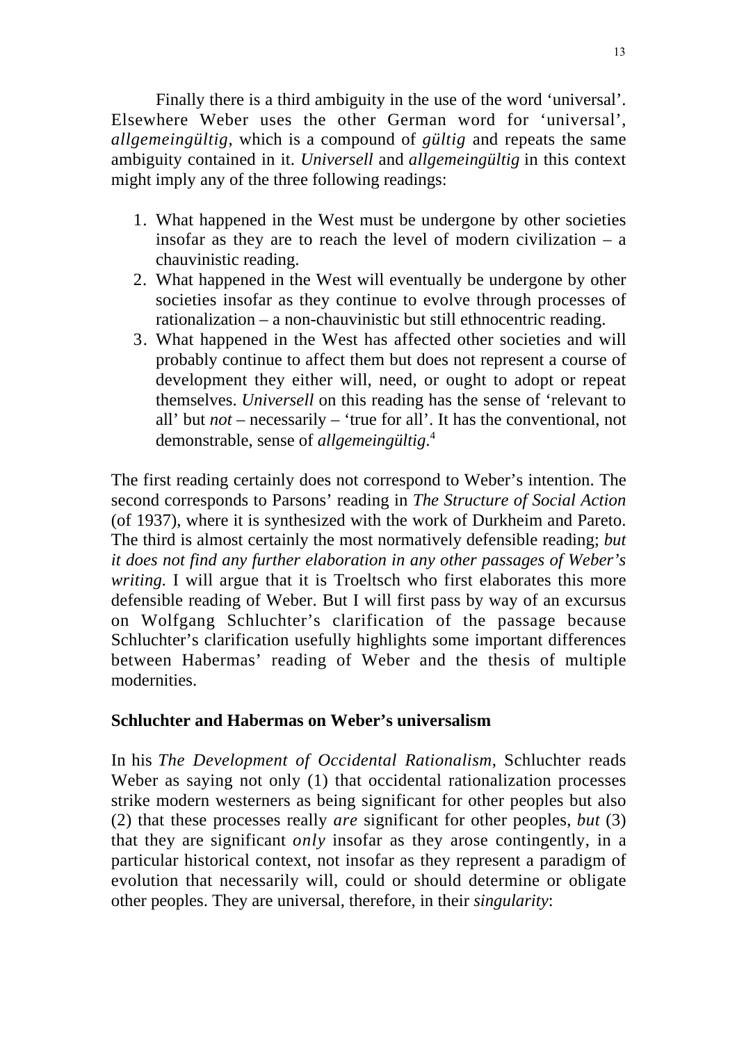Finally there is a third ambiguity in the use of the word 'universal'. Elsewhere Weber uses the other German word for 'universal', *allgemeingültig*, which is a compound of *gültig* and repeats the same ambiguity contained in it. *Universell* and *allgemeingültig* in this context might imply any of the three following readings:

1. What happened in the West must be undergone by other societies insofar as they are to reach the level of modern civilization – a chauvinistic reading.
2. What happened in the West will eventually be undergone by other societies insofar as they continue to evolve through processes of rationalization – a non-chauvinistic but still ethnocentric reading.
3. What happened in the West has affected other societies and will probably continue to affect them but does not represent a course of development they either will, need, or ought to adopt or repeat themselves. *Universell* on this reading has the sense of 'relevant to all' but *not* – necessarily – 'true for all'. It has the conventional, not demonstrable, sense of *allgemeingültig*.[4]

The first reading certainly does not correspond to Weber's intention. The second corresponds to Parsons' reading in *The Structure of Social Action* (of 1937), where it is synthesized with the work of Durkheim and Pareto. The third is almost certainly the most normatively defensible reading; *but it does not find any further elaboration in any other passages of Weber's writing*. I will argue that it is Troeltsch who first elaborates this more defensible reading of Weber. But I will first pass by way of an excursus on Wolfgang Schluchter's clarification of the passage because Schluchter's clarification usefully highlights some important differences between Habermas' reading of Weber and the thesis of multiple modernities.

**Schluchter and Habermas on Weber's universalism**

In his *The Development of Occidental Rationalism*, Schluchter reads Weber as saying not only (1) that occidental rationalization processes strike modern westerners as being significant for other peoples but also (2) that these processes really *are* significant for other peoples, *but* (3) that they are significant *only* insofar as they arose contingently, in a particular historical context, not insofar as they represent a paradigm of evolution that necessarily will, could or should determine or obligate other peoples. They are universal, therefore, in their *singularity*: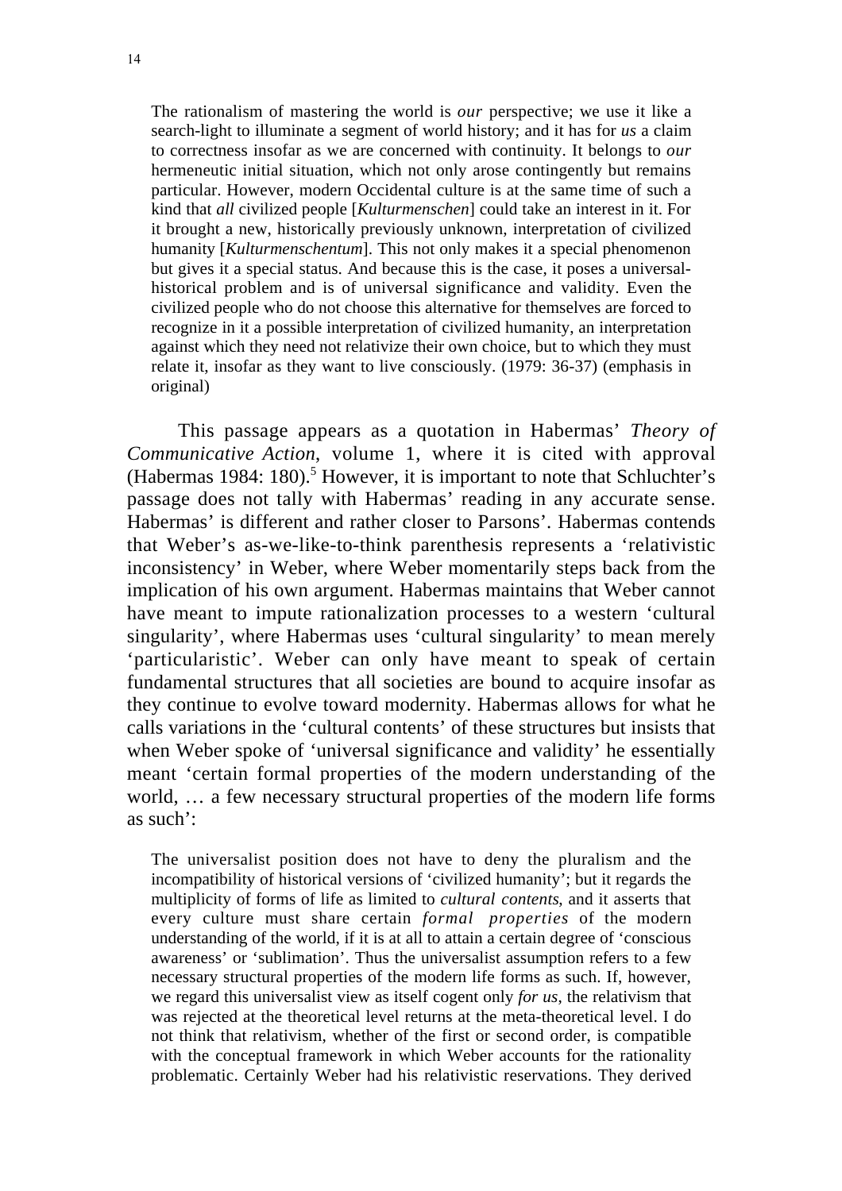> The rationalism of mastering the world is *our* perspective; we use it like a search-light to illuminate a segment of world history; and it has for *us* a claim to correctness insofar as we are concerned with continuity. It belongs to *our* hermeneutic initial situation, which not only arose contingently but remains particular. However, modern Occidental culture is at the same time of such a kind that *all* civilized people [*Kulturmenschen*] could take an interest in it. For it brought a new, historically previously unknown, interpretation of civilized humanity [*Kulturmenschentum*]. This not only makes it a special phenomenon but gives it a special status. And because this is the case, it poses a universal-historical problem and is of universal significance and validity. Even the civilized people who do not choose this alternative for themselves are forced to recognize in it a possible interpretation of civilized humanity, an interpretation against which they need not relativize their own choice, but to which they must relate it, insofar as they want to live consciously. (1979: 36-37) (emphasis in original)

This passage appears as a quotation in Habermas' *Theory of Communicative Action*, volume 1, where it is cited with approval (Habermas 1984: 180).[5] However, it is important to note that Schluchter's passage does not tally with Habermas' reading in any accurate sense. Habermas' is different and rather closer to Parsons'. Habermas contends that Weber's as-we-like-to-think parenthesis represents a 'relativistic inconsistency' in Weber, where Weber momentarily steps back from the implication of his own argument. Habermas maintains that Weber cannot have meant to impute rationalization processes to a western 'cultural singularity', where Habermas uses 'cultural singularity' to mean merely 'particularistic'. Weber can only have meant to speak of certain fundamental structures that all societies are bound to acquire insofar as they continue to evolve toward modernity. Habermas allows for what he calls variations in the 'cultural contents' of these structures but insists that when Weber spoke of 'universal significance and validity' he essentially meant 'certain formal properties of the modern understanding of the world, … a few necessary structural properties of the modern life forms as such':

> The universalist position does not have to deny the pluralism and the incompatibility of historical versions of 'civilized humanity'; but it regards the multiplicity of forms of life as limited to *cultural contents*, and it asserts that every culture must share certain *formal properties* of the modern understanding of the world, if it is at all to attain a certain degree of 'conscious awareness' or 'sublimation'. Thus the universalist assumption refers to a few necessary structural properties of the modern life forms as such. If, however, we regard this universalist view as itself cogent only *for us*, the relativism that was rejected at the theoretical level returns at the meta-theoretical level. I do not think that relativism, whether of the first or second order, is compatible with the conceptual framework in which Weber accounts for the rationality problematic. Certainly Weber had his relativistic reservations. They derived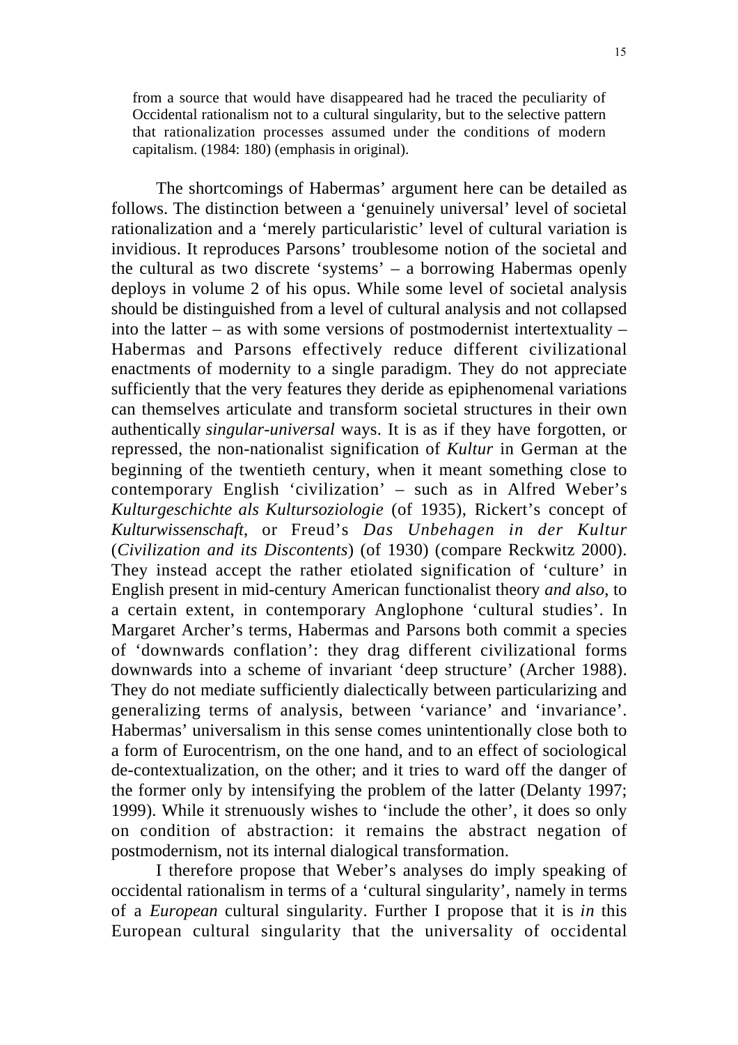> from a source that would have disappeared had he traced the peculiarity of Occidental rationalism not to a cultural singularity, but to the selective pattern that rationalization processes assumed under the conditions of modern capitalism. (1984: 180) (emphasis in original).

The shortcomings of Habermas' argument here can be detailed as follows. The distinction between a 'genuinely universal' level of societal rationalization and a 'merely particularistic' level of cultural variation is invidious. It reproduces Parsons' troublesome notion of the societal and the cultural as two discrete 'systems' – a borrowing Habermas openly deploys in volume 2 of his opus. While some level of societal analysis should be distinguished from a level of cultural analysis and not collapsed into the latter – as with some versions of postmodernist intertextuality – Habermas and Parsons effectively reduce different civilizational enactments of modernity to a single paradigm. They do not appreciate sufficiently that the very features they deride as epiphenomenal variations can themselves articulate and transform societal structures in their own authentically *singular-universal* ways. It is as if they have forgotten, or repressed, the non-nationalist signification of *Kultur* in German at the beginning of the twentieth century, when it meant something close to contemporary English 'civilization' – such as in Alfred Weber's *Kulturgeschichte als Kultursoziologie* (of 1935), Rickert's concept of *Kulturwissenschaft*, or Freud's *Das Unbehagen in der Kultur* (*Civilization and its Discontents*) (of 1930) (compare Reckwitz 2000). They instead accept the rather etiolated signification of 'culture' in English present in mid-century American functionalist theory *and also*, to a certain extent, in contemporary Anglophone 'cultural studies'. In Margaret Archer's terms, Habermas and Parsons both commit a species of 'downwards conflation': they drag different civilizational forms downwards into a scheme of invariant 'deep structure' (Archer 1988). They do not mediate sufficiently dialectically between particularizing and generalizing terms of analysis, between 'variance' and 'invariance'. Habermas' universalism in this sense comes unintentionally close both to a form of Eurocentrism, on the one hand, and to an effect of sociological de-contextualization, on the other; and it tries to ward off the danger of the former only by intensifying the problem of the latter (Delanty 1997; 1999). While it strenuously wishes to 'include the other', it does so only on condition of abstraction: it remains the abstract negation of postmodernism, not its internal dialogical transformation.

I therefore propose that Weber's analyses do imply speaking of occidental rationalism in terms of a 'cultural singularity', namely in terms of a *European* cultural singularity. Further I propose that it is *in* this European cultural singularity that the universality of occidental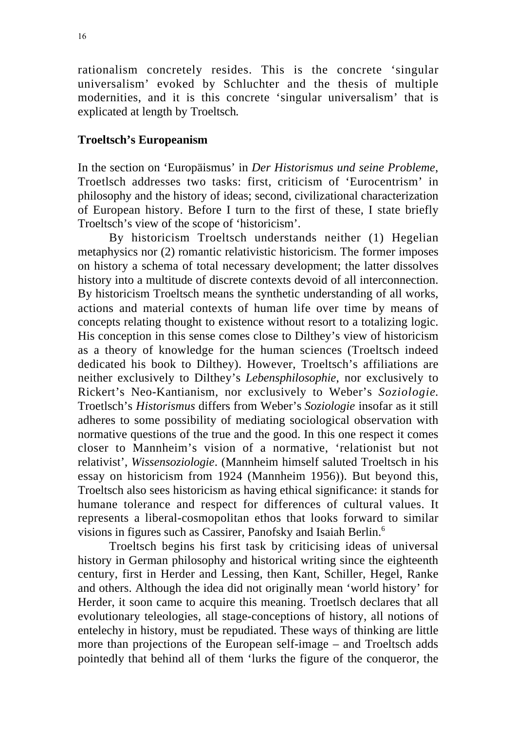rationalism concretely resides. This is the concrete ‘singular universalism’ evoked by Schluchter and the thesis of multiple modernities, and it is this concrete ‘singular universalism’ that is explicated at length by Troeltsch.

## Troeltsch’s Europeanism

In the section on ‘Europäismus’ in *Der Historismus und seine Probleme*, Troetlsch addresses two tasks: first, criticism of ‘Eurocentrism’ in philosophy and the history of ideas; second, civilizational characterization of European history. Before I turn to the first of these, I state briefly Troeltsch’s view of the scope of ‘historicism’.

By historicism Troeltsch understands neither (1) Hegelian metaphysics nor (2) romantic relativistic historicism. The former imposes on history a schema of total necessary development; the latter dissolves history into a multitude of discrete contexts devoid of all interconnection. By historicism Troeltsch means the synthetic understanding of all works, actions and material contexts of human life over time by means of concepts relating thought to existence without resort to a totalizing logic. His conception in this sense comes close to Dilthey’s view of historicism as a theory of knowledge for the human sciences (Troeltsch indeed dedicated his book to Dilthey). However, Troeltsch’s affiliations are neither exclusively to Dilthey’s *Lebensphilosophie*, nor exclusively to Rickert’s Neo-Kantianism, nor exclusively to Weber’s *Soziologie*. Troetlsch’s *Historismus* differs from Weber’s *Soziologie* insofar as it still adheres to some possibility of mediating sociological observation with normative questions of the true and the good. In this one respect it comes closer to Mannheim’s vision of a normative, ‘relationist but not relativist’, *Wissensoziologie*. (Mannheim himself saluted Troeltsch in his essay on historicism from 1924 (Mannheim 1956)). But beyond this, Troeltsch also sees historicism as having ethical significance: it stands for humane tolerance and respect for differences of cultural values. It represents a liberal-cosmopolitan ethos that looks forward to similar visions in figures such as Cassirer, Panofsky and Isaiah Berlin.[6]

Troeltsch begins his first task by criticising ideas of universal history in German philosophy and historical writing since the eighteenth century, first in Herder and Lessing, then Kant, Schiller, Hegel, Ranke and others. Although the idea did not originally mean ‘world history’ for Herder, it soon came to acquire this meaning. Troetlsch declares that all evolutionary teleologies, all stage-conceptions of history, all notions of entelechy in history, must be repudiated. These ways of thinking are little more than projections of the European self-image – and Troeltsch adds pointedly that behind all of them ‘lurks the figure of the conqueror, the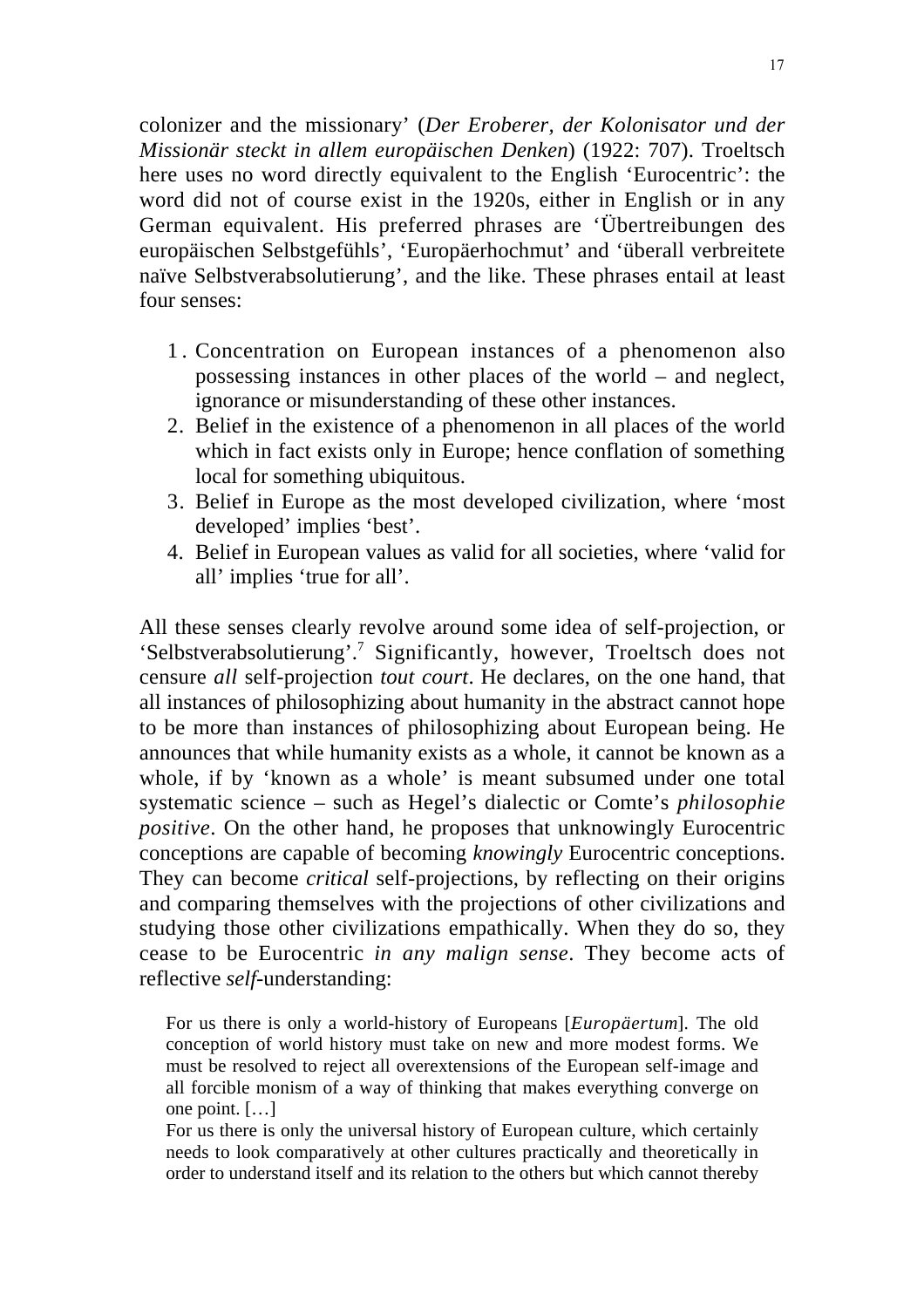colonizer and the missionary' (*Der Eroberer, der Kolonisator und der Missionär steckt in allem europäischen Denken*) (1922: 707). Troeltsch here uses no word directly equivalent to the English 'Eurocentric': the word did not of course exist in the 1920s, either in English or in any German equivalent. His preferred phrases are 'Übertreibungen des europäischen Selbstgefühls', 'Europäerhochmut' and 'überall verbreitete naïve Selbstverabsolutierung', and the like. These phrases entail at least four senses:

1. Concentration on European instances of a phenomenon also possessing instances in other places of the world – and neglect, ignorance or misunderstanding of these other instances.
2. Belief in the existence of a phenomenon in all places of the world which in fact exists only in Europe; hence conflation of something local for something ubiquitous.
3. Belief in Europe as the most developed civilization, where 'most developed' implies 'best'.
4. Belief in European values as valid for all societies, where 'valid for all' implies 'true for all'.

All these senses clearly revolve around some idea of self-projection, or 'Selbstverabsolutierung'.[7] Significantly, however, Troeltsch does not censure *all* self-projection *tout court*. He declares, on the one hand, that all instances of philosophizing about humanity in the abstract cannot hope to be more than instances of philosophizing about European being. He announces that while humanity exists as a whole, it cannot be known as a whole, if by 'known as a whole' is meant subsumed under one total systematic science – such as Hegel's dialectic or Comte's *philosophie positive*. On the other hand, he proposes that unknowingly Eurocentric conceptions are capable of becoming *knowingly* Eurocentric conceptions. They can become *critical* self-projections, by reflecting on their origins and comparing themselves with the projections of other civilizations and studying those other civilizations empathically. When they do so, they cease to be Eurocentric *in any malign sense*. They become acts of reflective *self*-understanding:

> For us there is only a world-history of Europeans [*Europäertum*]. The old conception of world history must take on new and more modest forms. We must be resolved to reject all overextensions of the European self-image and all forcible monism of a way of thinking that makes everything converge on one point. […]
>
> For us there is only the universal history of European culture, which certainly needs to look comparatively at other cultures practically and theoretically in order to understand itself and its relation to the others but which cannot thereby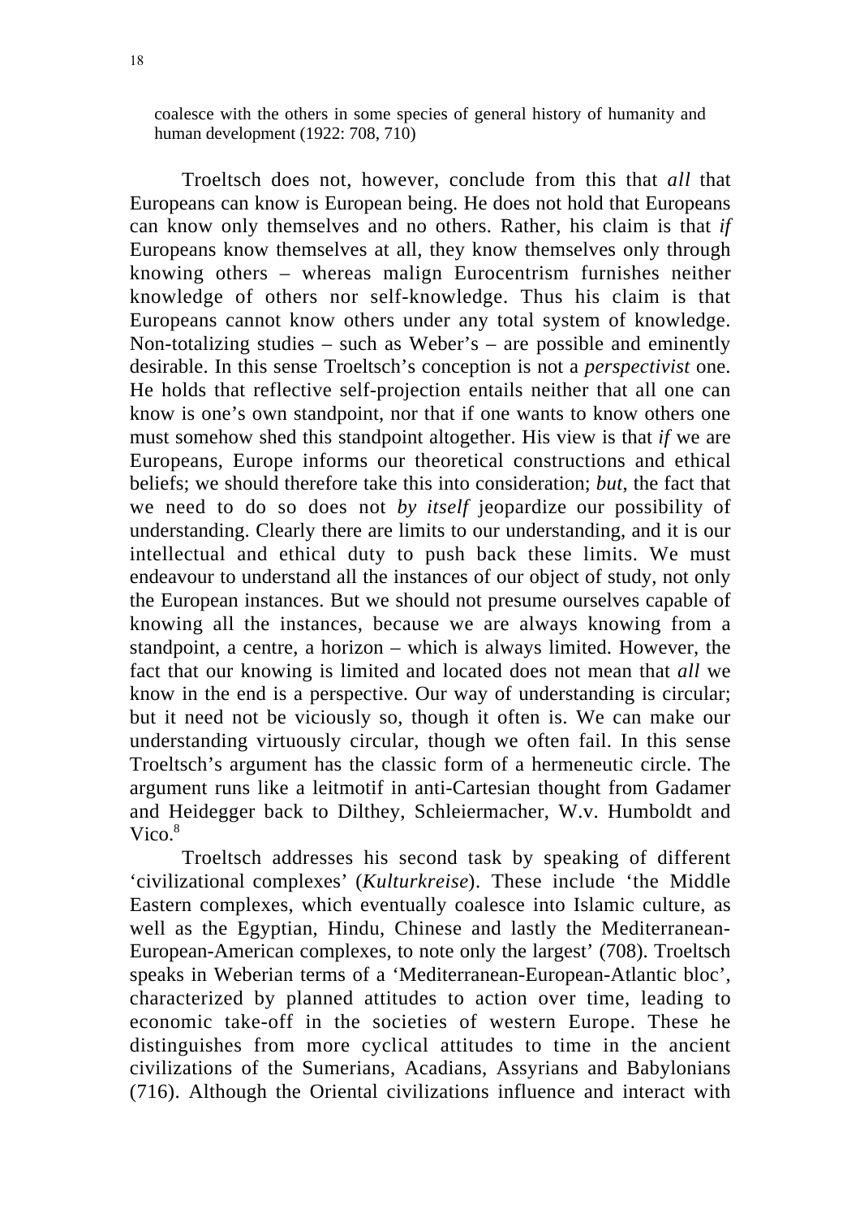> coalesce with the others in some species of general history of humanity and human development (1922: 708, 710)

Troeltsch does not, however, conclude from this that *all* that Europeans can know is European being. He does not hold that Europeans can know only themselves and no others. Rather, his claim is that *if* Europeans know themselves at all, they know themselves only through knowing others – whereas malign Eurocentrism furnishes neither knowledge of others nor self-knowledge. Thus his claim is that Europeans cannot know others under any total system of knowledge. Non-totalizing studies – such as Weber's – are possible and eminently desirable. In this sense Troeltsch's conception is not a *perspectivist* one. He holds that reflective self-projection entails neither that all one can know is one's own standpoint, nor that if one wants to know others one must somehow shed this standpoint altogether. His view is that *if* we are Europeans, Europe informs our theoretical constructions and ethical beliefs; we should therefore take this into consideration; *but*, the fact that we need to do so does not *by itself* jeopardize our possibility of understanding. Clearly there are limits to our understanding, and it is our intellectual and ethical duty to push back these limits. We must endeavour to understand all the instances of our object of study, not only the European instances. But we should not presume ourselves capable of knowing all the instances, because we are always knowing from a standpoint, a centre, a horizon – which is always limited. However, the fact that our knowing is limited and located does not mean that *all* we know in the end is a perspective. Our way of understanding is circular; but it need not be viciously so, though it often is. We can make our understanding virtuously circular, though we often fail. In this sense Troeltsch's argument has the classic form of a hermeneutic circle. The argument runs like a leitmotif in anti-Cartesian thought from Gadamer and Heidegger back to Dilthey, Schleiermacher, W.v. Humboldt and Vico.[8]

Troeltsch addresses his second task by speaking of different 'civilizational complexes' (*Kulturkreise*). These include 'the Middle Eastern complexes, which eventually coalesce into Islamic culture, as well as the Egyptian, Hindu, Chinese and lastly the Mediterranean-European-American complexes, to note only the largest' (708). Troeltsch speaks in Weberian terms of a 'Mediterranean-European-Atlantic bloc', characterized by planned attitudes to action over time, leading to economic take-off in the societies of western Europe. These he distinguishes from more cyclical attitudes to time in the ancient civilizations of the Sumerians, Acadians, Assyrians and Babylonians (716). Although the Oriental civilizations influence and interact with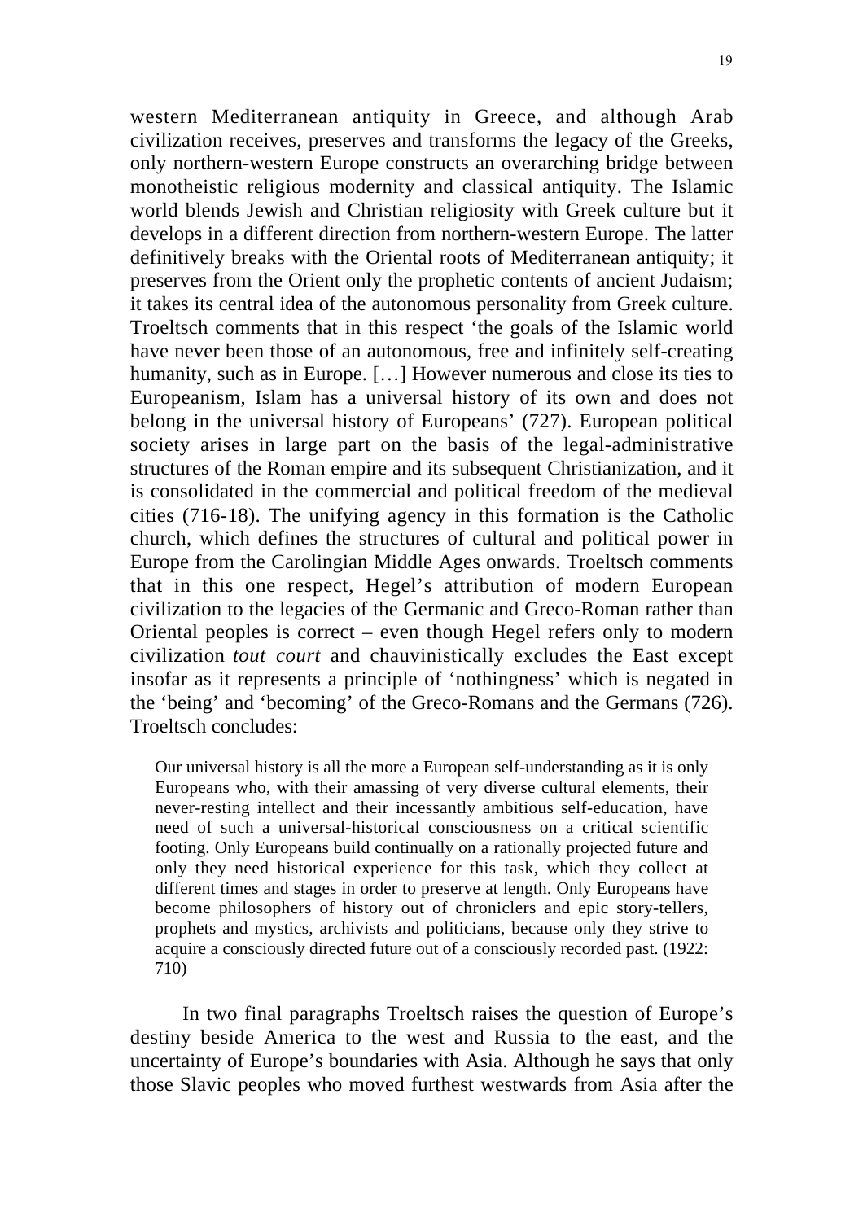western Mediterranean antiquity in Greece, and although Arab civilization receives, preserves and transforms the legacy of the Greeks, only northern-western Europe constructs an overarching bridge between monotheistic religious modernity and classical antiquity. The Islamic world blends Jewish and Christian religiosity with Greek culture but it develops in a different direction from northern-western Europe. The latter definitively breaks with the Oriental roots of Mediterranean antiquity; it preserves from the Orient only the prophetic contents of ancient Judaism; it takes its central idea of the autonomous personality from Greek culture. Troeltsch comments that in this respect 'the goals of the Islamic world have never been those of an autonomous, free and infinitely self-creating humanity, such as in Europe. […] However numerous and close its ties to Europeanism, Islam has a universal history of its own and does not belong in the universal history of Europeans' (727). European political society arises in large part on the basis of the legal-administrative structures of the Roman empire and its subsequent Christianization, and it is consolidated in the commercial and political freedom of the medieval cities (716-18). The unifying agency in this formation is the Catholic church, which defines the structures of cultural and political power in Europe from the Carolingian Middle Ages onwards. Troeltsch comments that in this one respect, Hegel's attribution of modern European civilization to the legacies of the Germanic and Greco-Roman rather than Oriental peoples is correct – even though Hegel refers only to modern civilization *tout court* and chauvinistically excludes the East except insofar as it represents a principle of 'nothingness' which is negated in the 'being' and 'becoming' of the Greco-Romans and the Germans (726). Troeltsch concludes:

> Our universal history is all the more a European self-understanding as it is only Europeans who, with their amassing of very diverse cultural elements, their never-resting intellect and their incessantly ambitious self-education, have need of such a universal-historical consciousness on a critical scientific footing. Only Europeans build continually on a rationally projected future and only they need historical experience for this task, which they collect at different times and stages in order to preserve at length. Only Europeans have become philosophers of history out of chroniclers and epic story-tellers, prophets and mystics, archivists and politicians, because only they strive to acquire a consciously directed future out of a consciously recorded past. (1922: 710)

In two final paragraphs Troeltsch raises the question of Europe's destiny beside America to the west and Russia to the east, and the uncertainty of Europe's boundaries with Asia. Although he says that only those Slavic peoples who moved furthest westwards from Asia after the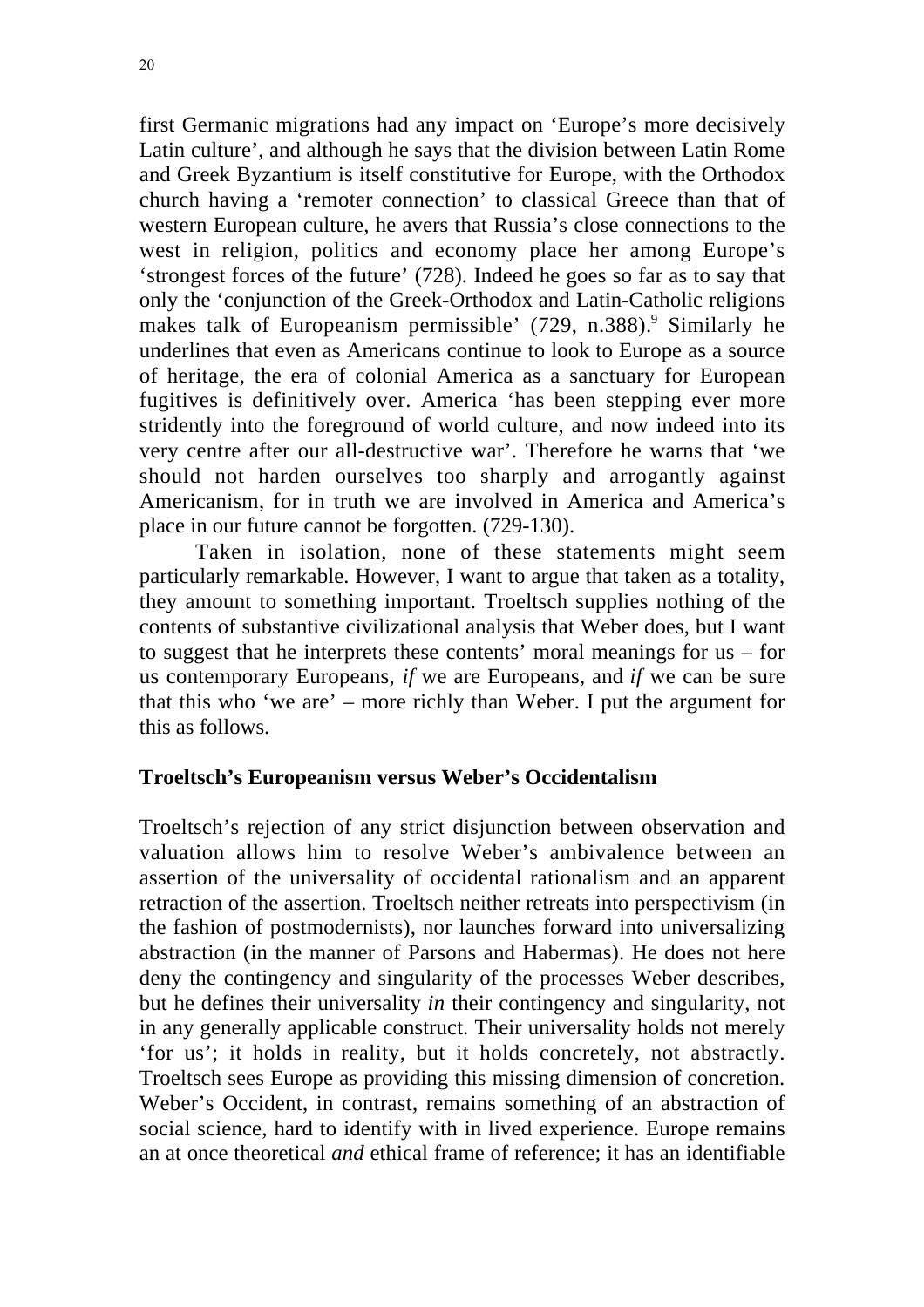first Germanic migrations had any impact on 'Europe's more decisively Latin culture', and although he says that the division between Latin Rome and Greek Byzantium is itself constitutive for Europe, with the Orthodox church having a 'remoter connection' to classical Greece than that of western European culture, he avers that Russia's close connections to the west in religion, politics and economy place her among Europe's 'strongest forces of the future' (728). Indeed he goes so far as to say that only the 'conjunction of the Greek-Orthodox and Latin-Catholic religions makes talk of Europeanism permissible' (729, n.388).[9] Similarly he underlines that even as Americans continue to look to Europe as a source of heritage, the era of colonial America as a sanctuary for European fugitives is definitively over. America 'has been stepping ever more stridently into the foreground of world culture, and now indeed into its very centre after our all-destructive war'. Therefore he warns that 'we should not harden ourselves too sharply and arrogantly against Americanism, for in truth we are involved in America and America's place in our future cannot be forgotten. (729-130).

Taken in isolation, none of these statements might seem particularly remarkable. However, I want to argue that taken as a totality, they amount to something important. Troeltsch supplies nothing of the contents of substantive civilizational analysis that Weber does, but I want to suggest that he interprets these contents' moral meanings for us – for us contemporary Europeans, *if* we are Europeans, and *if* we can be sure that this who 'we are' – more richly than Weber. I put the argument for this as follows.

## Troeltsch's Europeanism versus Weber's Occidentalism

Troeltsch's rejection of any strict disjunction between observation and valuation allows him to resolve Weber's ambivalence between an assertion of the universality of occidental rationalism and an apparent retraction of the assertion. Troeltsch neither retreats into perspectivism (in the fashion of postmodernists), nor launches forward into universalizing abstraction (in the manner of Parsons and Habermas). He does not here deny the contingency and singularity of the processes Weber describes, but he defines their universality *in* their contingency and singularity, not in any generally applicable construct. Their universality holds not merely 'for us'; it holds in reality, but it holds concretely, not abstractly. Troeltsch sees Europe as providing this missing dimension of concretion. Weber's Occident, in contrast, remains something of an abstraction of social science, hard to identify with in lived experience. Europe remains an at once theoretical *and* ethical frame of reference; it has an identifiable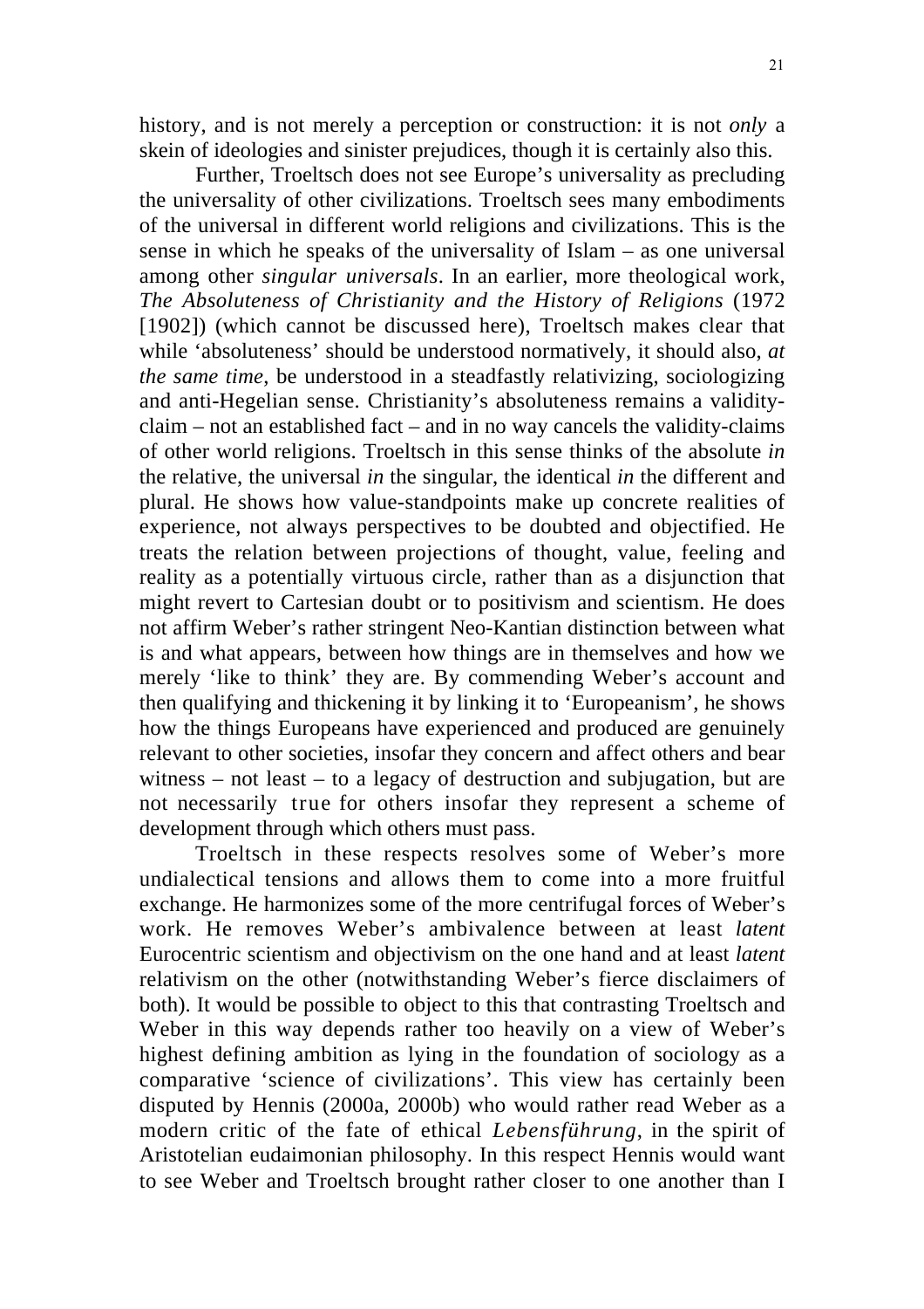history, and is not merely a perception or construction: it is not *only* a skein of ideologies and sinister prejudices, though it is certainly also this.

Further, Troeltsch does not see Europe's universality as precluding the universality of other civilizations. Troeltsch sees many embodiments of the universal in different world religions and civilizations. This is the sense in which he speaks of the universality of Islam – as one universal among other *singular universals*. In an earlier, more theological work, *The Absoluteness of Christianity and the History of Religions* (1972 [1902]) (which cannot be discussed here), Troeltsch makes clear that while 'absoluteness' should be understood normatively, it should also, *at the same time*, be understood in a steadfastly relativizing, sociologizing and anti-Hegelian sense. Christianity's absoluteness remains a validity-claim – not an established fact – and in no way cancels the validity-claims of other world religions. Troeltsch in this sense thinks of the absolute *in* the relative, the universal *in* the singular, the identical *in* the different and plural. He shows how value-standpoints make up concrete realities of experience, not always perspectives to be doubted and objectified. He treats the relation between projections of thought, value, feeling and reality as a potentially virtuous circle, rather than as a disjunction that might revert to Cartesian doubt or to positivism and scientism. He does not affirm Weber's rather stringent Neo-Kantian distinction between what is and what appears, between how things are in themselves and how we merely 'like to think' they are. By commending Weber's account and then qualifying and thickening it by linking it to 'Europeanism', he shows how the things Europeans have experienced and produced are genuinely relevant to other societies, insofar they concern and affect others and bear witness – not least – to a legacy of destruction and subjugation, but are not necessarily true for others insofar they represent a scheme of development through which others must pass.

Troeltsch in these respects resolves some of Weber's more undialectical tensions and allows them to come into a more fruitful exchange. He harmonizes some of the more centrifugal forces of Weber's work. He removes Weber's ambivalence between at least *latent* Eurocentric scientism and objectivism on the one hand and at least *latent* relativism on the other (notwithstanding Weber's fierce disclaimers of both). It would be possible to object to this that contrasting Troeltsch and Weber in this way depends rather too heavily on a view of Weber's highest defining ambition as lying in the foundation of sociology as a comparative 'science of civilizations'. This view has certainly been disputed by Hennis (2000a, 2000b) who would rather read Weber as a modern critic of the fate of ethical *Lebensführung*, in the spirit of Aristotelian eudaimonian philosophy. In this respect Hennis would want to see Weber and Troeltsch brought rather closer to one another than I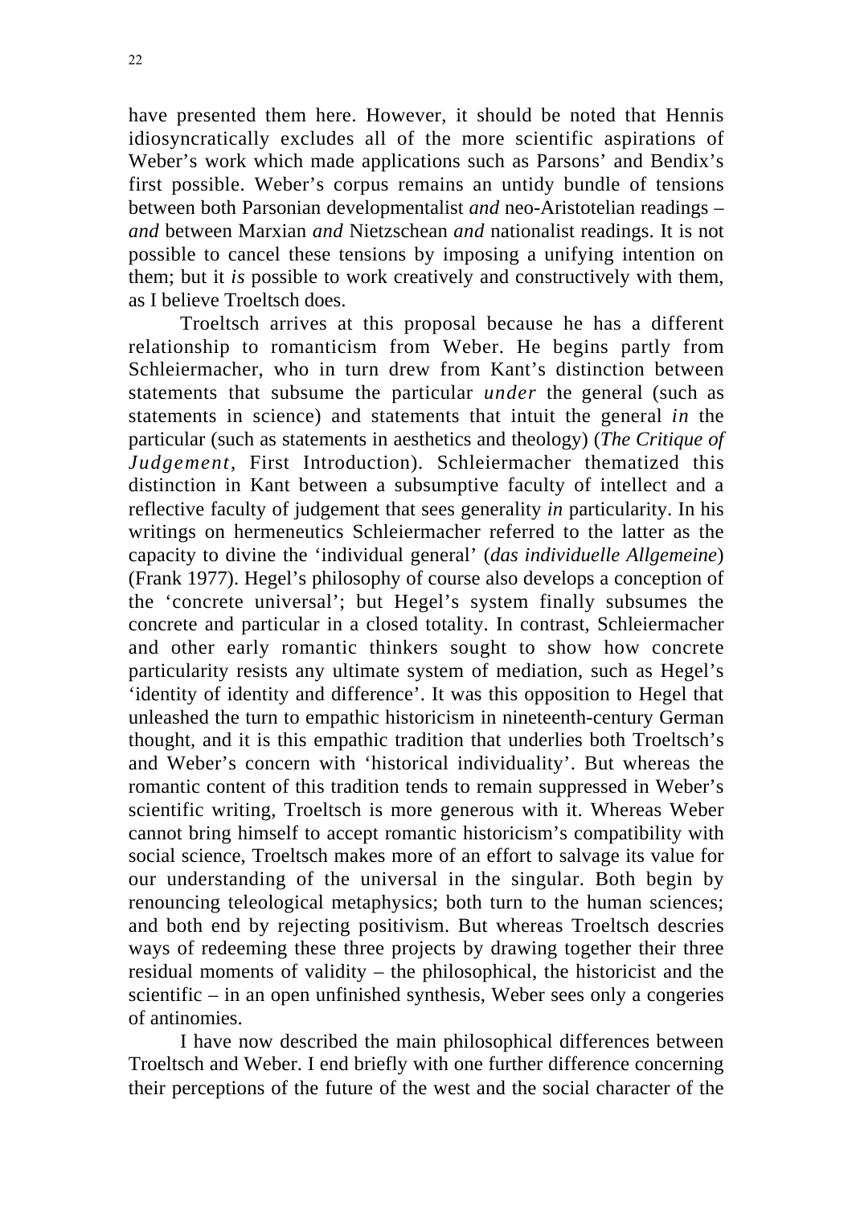have presented them here. However, it should be noted that Hennis idiosyncratically excludes all of the more scientific aspirations of Weber's work which made applications such as Parsons' and Bendix's first possible. Weber's corpus remains an untidy bundle of tensions between both Parsonian developmentalist *and* neo-Aristotelian readings – *and* between Marxian *and* Nietzschean *and* nationalist readings. It is not possible to cancel these tensions by imposing a unifying intention on them; but it *is* possible to work creatively and constructively with them, as I believe Troeltsch does.

Troeltsch arrives at this proposal because he has a different relationship to romanticism from Weber. He begins partly from Schleiermacher, who in turn drew from Kant's distinction between statements that subsume the particular *under* the general (such as statements in science) and statements that intuit the general *in* the particular (such as statements in aesthetics and theology) (*The Critique of Judgement*, First Introduction). Schleiermacher thematized this distinction in Kant between a subsumptive faculty of intellect and a reflective faculty of judgement that sees generality *in* particularity. In his writings on hermeneutics Schleiermacher referred to the latter as the capacity to divine the 'individual general' (*das individuelle Allgemeine*) (Frank 1977). Hegel's philosophy of course also develops a conception of the 'concrete universal'; but Hegel's system finally subsumes the concrete and particular in a closed totality. In contrast, Schleiermacher and other early romantic thinkers sought to show how concrete particularity resists any ultimate system of mediation, such as Hegel's 'identity of identity and difference'. It was this opposition to Hegel that unleashed the turn to empathic historicism in nineteenth-century German thought, and it is this empathic tradition that underlies both Troeltsch's and Weber's concern with 'historical individuality'. But whereas the romantic content of this tradition tends to remain suppressed in Weber's scientific writing, Troeltsch is more generous with it. Whereas Weber cannot bring himself to accept romantic historicism's compatibility with social science, Troeltsch makes more of an effort to salvage its value for our understanding of the universal in the singular. Both begin by renouncing teleological metaphysics; both turn to the human sciences; and both end by rejecting positivism. But whereas Troeltsch descries ways of redeeming these three projects by drawing together their three residual moments of validity – the philosophical, the historicist and the scientific – in an open unfinished synthesis, Weber sees only a congeries of antinomies.

I have now described the main philosophical differences between Troeltsch and Weber. I end briefly with one further difference concerning their perceptions of the future of the west and the social character of the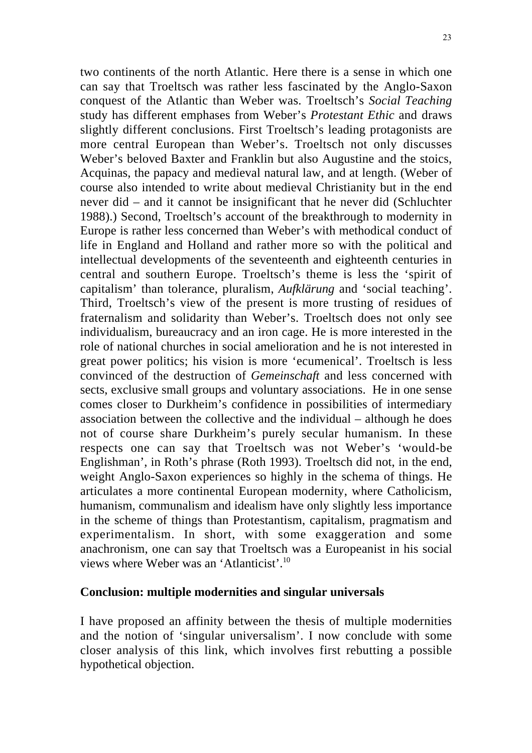two continents of the north Atlantic. Here there is a sense in which one can say that Troeltsch was rather less fascinated by the Anglo-Saxon conquest of the Atlantic than Weber was. Troeltsch's *Social Teaching* study has different emphases from Weber's *Protestant Ethic* and draws slightly different conclusions. First Troeltsch's leading protagonists are more central European than Weber's. Troeltsch not only discusses Weber's beloved Baxter and Franklin but also Augustine and the stoics, Acquinas, the papacy and medieval natural law, and at length. (Weber of course also intended to write about medieval Christianity but in the end never did – and it cannot be insignificant that he never did (Schluchter 1988).) Second, Troeltsch's account of the breakthrough to modernity in Europe is rather less concerned than Weber's with methodical conduct of life in England and Holland and rather more so with the political and intellectual developments of the seventeenth and eighteenth centuries in central and southern Europe. Troeltsch's theme is less the 'spirit of capitalism' than tolerance, pluralism, *Aufklärung* and 'social teaching'. Third, Troeltsch's view of the present is more trusting of residues of fraternalism and solidarity than Weber's. Troeltsch does not only see individualism, bureaucracy and an iron cage. He is more interested in the role of national churches in social amelioration and he is not interested in great power politics; his vision is more 'ecumenical'. Troeltsch is less convinced of the destruction of *Gemeinschaft* and less concerned with sects, exclusive small groups and voluntary associations. He in one sense comes closer to Durkheim's confidence in possibilities of intermediary association between the collective and the individual – although he does not of course share Durkheim's purely secular humanism. In these respects one can say that Troeltsch was not Weber's 'would-be Englishman', in Roth's phrase (Roth 1993). Troeltsch did not, in the end, weight Anglo-Saxon experiences so highly in the schema of things. He articulates a more continental European modernity, where Catholicism, humanism, communalism and idealism have only slightly less importance in the scheme of things than Protestantism, capitalism, pragmatism and experimentalism. In short, with some exaggeration and some anachronism, one can say that Troeltsch was a Europeanist in his social views where Weber was an 'Atlanticist'.[10]

**Conclusion: multiple modernities and singular universals**

I have proposed an affinity between the thesis of multiple modernities and the notion of 'singular universalism'. I now conclude with some closer analysis of this link, which involves first rebutting a possible hypothetical objection.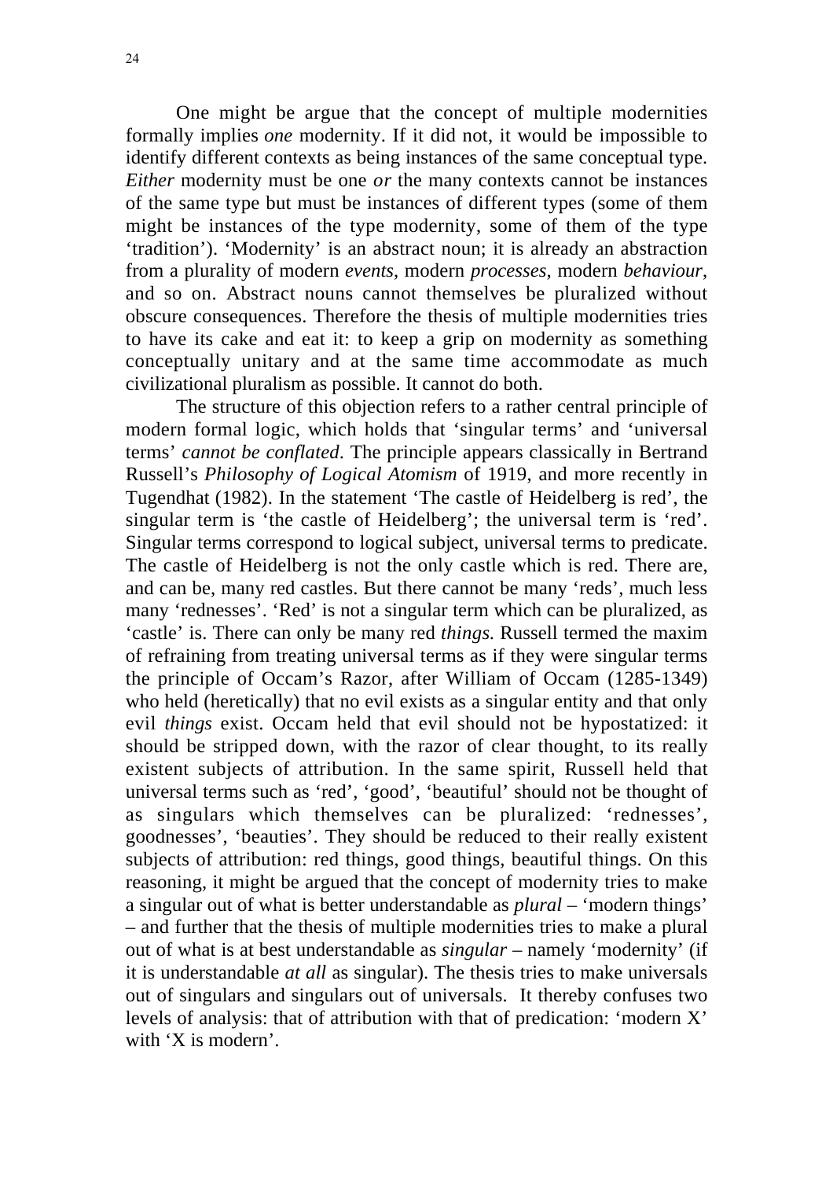One might be argue that the concept of multiple modernities formally implies *one* modernity. If it did not, it would be impossible to identify different contexts as being instances of the same conceptual type. *Either* modernity must be one *or* the many contexts cannot be instances of the same type but must be instances of different types (some of them might be instances of the type modernity, some of them of the type 'tradition'). 'Modernity' is an abstract noun; it is already an abstraction from a plurality of modern *events*, modern *processes*, modern *behaviour*, and so on. Abstract nouns cannot themselves be pluralized without obscure consequences. Therefore the thesis of multiple modernities tries to have its cake and eat it: to keep a grip on modernity as something conceptually unitary and at the same time accommodate as much civilizational pluralism as possible. It cannot do both.

The structure of this objection refers to a rather central principle of modern formal logic, which holds that 'singular terms' and 'universal terms' *cannot be conflated*. The principle appears classically in Bertrand Russell's *Philosophy of Logical Atomism* of 1919, and more recently in Tugendhat (1982). In the statement 'The castle of Heidelberg is red', the singular term is 'the castle of Heidelberg'; the universal term is 'red'. Singular terms correspond to logical subject, universal terms to predicate. The castle of Heidelberg is not the only castle which is red. There are, and can be, many red castles. But there cannot be many 'reds', much less many 'rednesses'. 'Red' is not a singular term which can be pluralized, as 'castle' is. There can only be many red *things*. Russell termed the maxim of refraining from treating universal terms as if they were singular terms the principle of Occam's Razor, after William of Occam (1285-1349) who held (heretically) that no evil exists as a singular entity and that only evil *things* exist. Occam held that evil should not be hypostatized: it should be stripped down, with the razor of clear thought, to its really existent subjects of attribution. In the same spirit, Russell held that universal terms such as 'red', 'good', 'beautiful' should not be thought of as singulars which themselves can be pluralized: 'rednesses', goodnesses', 'beauties'. They should be reduced to their really existent subjects of attribution: red things, good things, beautiful things. On this reasoning, it might be argued that the concept of modernity tries to make a singular out of what is better understandable as *plural* – 'modern things' – and further that the thesis of multiple modernities tries to make a plural out of what is at best understandable as *singular* – namely 'modernity' (if it is understandable *at all* as singular). The thesis tries to make universals out of singulars and singulars out of universals. It thereby confuses two levels of analysis: that of attribution with that of predication: 'modern X' with 'X is modern'.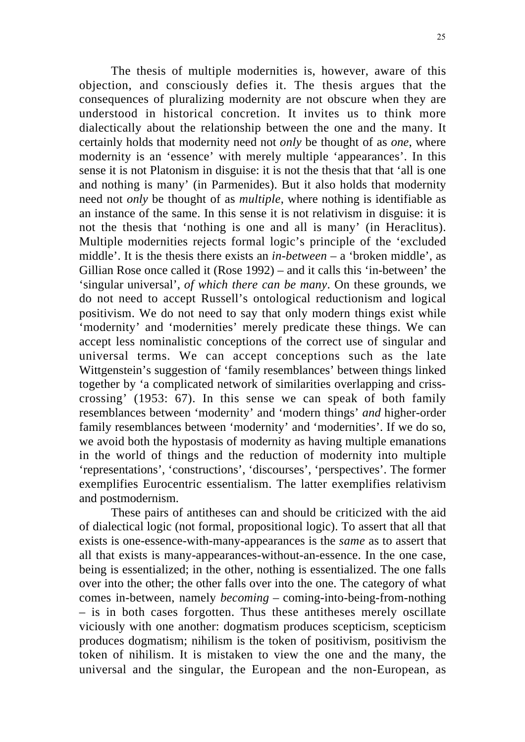The thesis of multiple modernities is, however, aware of this objection, and consciously defies it. The thesis argues that the consequences of pluralizing modernity are not obscure when they are understood in historical concretion. It invites us to think more dialectically about the relationship between the one and the many. It certainly holds that modernity need not *only* be thought of as *one*, where modernity is an 'essence' with merely multiple 'appearances'. In this sense it is not Platonism in disguise: it is not the thesis that that 'all is one and nothing is many' (in Parmenides). But it also holds that modernity need not *only* be thought of as *multiple*, where nothing is identifiable as an instance of the same. In this sense it is not relativism in disguise: it is not the thesis that 'nothing is one and all is many' (in Heraclitus). Multiple modernities rejects formal logic's principle of the 'excluded middle'. It is the thesis there exists an *in-between* – a 'broken middle', as Gillian Rose once called it (Rose 1992) – and it calls this 'in-between' the 'singular universal', *of which there can be many*. On these grounds, we do not need to accept Russell's ontological reductionism and logical positivism. We do not need to say that only modern things exist while 'modernity' and 'modernities' merely predicate these things. We can accept less nominalistic conceptions of the correct use of singular and universal terms. We can accept conceptions such as the late Wittgenstein's suggestion of 'family resemblances' between things linked together by 'a complicated network of similarities overlapping and criss-crossing' (1953: 67). In this sense we can speak of both family resemblances between 'modernity' and 'modern things' *and* higher-order family resemblances between 'modernity' and 'modernities'. If we do so, we avoid both the hypostasis of modernity as having multiple emanations in the world of things and the reduction of modernity into multiple 'representations', 'constructions', 'discourses', 'perspectives'. The former exemplifies Eurocentric essentialism. The latter exemplifies relativism and postmodernism.

These pairs of antitheses can and should be criticized with the aid of dialectical logic (not formal, propositional logic). To assert that all that exists is one-essence-with-many-appearances is the *same* as to assert that all that exists is many-appearances-without-an-essence. In the one case, being is essentialized; in the other, nothing is essentialized. The one falls over into the other; the other falls over into the one. The category of what comes in-between, namely *becoming* – coming-into-being-from-nothing – is in both cases forgotten. Thus these antitheses merely oscillate viciously with one another: dogmatism produces scepticism, scepticism produces dogmatism; nihilism is the token of positivism, positivism the token of nihilism. It is mistaken to view the one and the many, the universal and the singular, the European and the non-European, as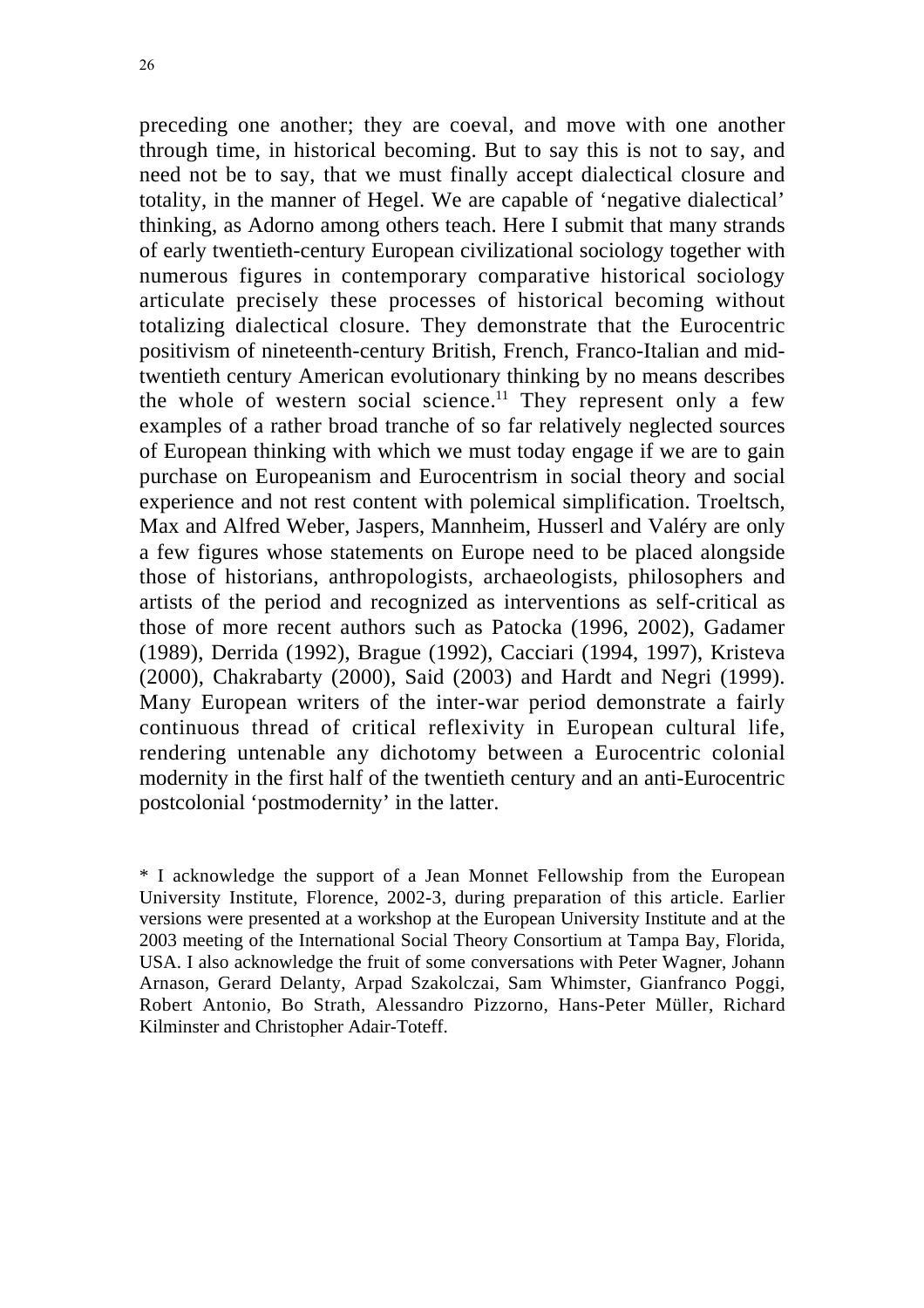preceding one another; they are coeval, and move with one another through time, in historical becoming. But to say this is not to say, and need not be to say, that we must finally accept dialectical closure and totality, in the manner of Hegel. We are capable of 'negative dialectical' thinking, as Adorno among others teach. Here I submit that many strands of early twentieth-century European civilizational sociology together with numerous figures in contemporary comparative historical sociology articulate precisely these processes of historical becoming without totalizing dialectical closure. They demonstrate that the Eurocentric positivism of nineteenth-century British, French, Franco-Italian and mid-twentieth century American evolutionary thinking by no means describes the whole of western social science.[11] They represent only a few examples of a rather broad tranche of so far relatively neglected sources of European thinking with which we must today engage if we are to gain purchase on Europeanism and Eurocentrism in social theory and social experience and not rest content with polemical simplification. Troeltsch, Max and Alfred Weber, Jaspers, Mannheim, Husserl and Valéry are only a few figures whose statements on Europe need to be placed alongside those of historians, anthropologists, archaeologists, philosophers and artists of the period and recognized as interventions as self-critical as those of more recent authors such as Patocka (1996, 2002), Gadamer (1989), Derrida (1992), Brague (1992), Cacciari (1994, 1997), Kristeva (2000), Chakrabarty (2000), Said (2003) and Hardt and Negri (1999). Many European writers of the inter-war period demonstrate a fairly continuous thread of critical reflexivity in European cultural life, rendering untenable any dichotomy between a Eurocentric colonial modernity in the first half of the twentieth century and an anti-Eurocentric postcolonial 'postmodernity' in the latter.

\* I acknowledge the support of a Jean Monnet Fellowship from the European University Institute, Florence, 2002-3, during preparation of this article. Earlier versions were presented at a workshop at the European University Institute and at the 2003 meeting of the International Social Theory Consortium at Tampa Bay, Florida, USA. I also acknowledge the fruit of some conversations with Peter Wagner, Johann Arnason, Gerard Delanty, Arpad Szakolczai, Sam Whimster, Gianfranco Poggi, Robert Antonio, Bo Strath, Alessandro Pizzorno, Hans-Peter Müller, Richard Kilminster and Christopher Adair-Toteff.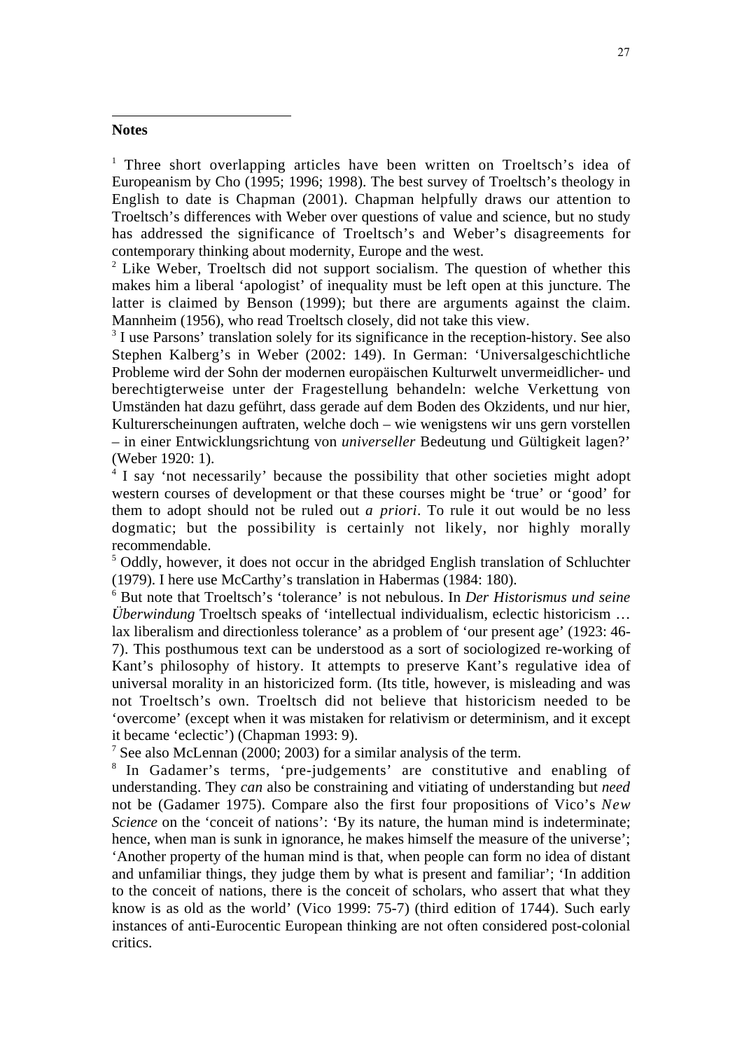**Notes**

[1] Three short overlapping articles have been written on Troeltsch's idea of Europeanism by Cho (1995; 1996; 1998). The best survey of Troeltsch's theology in English to date is Chapman (2001). Chapman helpfully draws our attention to Troeltsch's differences with Weber over questions of value and science, but no study has addressed the significance of Troeltsch's and Weber's disagreements for contemporary thinking about modernity, Europe and the west.

[2] Like Weber, Troeltsch did not support socialism. The question of whether this makes him a liberal 'apologist' of inequality must be left open at this juncture. The latter is claimed by Benson (1999); but there are arguments against the claim. Mannheim (1956), who read Troeltsch closely, did not take this view.

[3] I use Parsons' translation solely for its significance in the reception-history. See also Stephen Kalberg's in Weber (2002: 149). In German: 'Universalgeschichtliche Probleme wird der Sohn der modernen europäischen Kulturwelt unvermeidlicher- und berechtigterweise unter der Fragestellung behandeln: welche Verkettung von Umständen hat dazu geführt, dass gerade auf dem Boden des Okzidents, und nur hier, Kulturerscheinungen auftraten, welche doch – wie wenigstens wir uns gern vorstellen – in einer Entwicklungsrichtung von *universeller* Bedeutung und Gültigkeit lagen?' (Weber 1920: 1).

[4] I say 'not necessarily' because the possibility that other societies might adopt western courses of development or that these courses might be 'true' or 'good' for them to adopt should not be ruled out *a priori*. To rule it out would be no less dogmatic; but the possibility is certainly not likely, nor highly morally recommendable.

[5] Oddly, however, it does not occur in the abridged English translation of Schluchter (1979). I here use McCarthy's translation in Habermas (1984: 180).

[6] But note that Troeltsch's 'tolerance' is not nebulous. In *Der Historismus und seine Überwindung* Troeltsch speaks of 'intellectual individualism, eclectic historicism … lax liberalism and directionless tolerance' as a problem of 'our present age' (1923: 46-7). This posthumous text can be understood as a sort of sociologized re-working of Kant's philosophy of history. It attempts to preserve Kant's regulative idea of universal morality in an historicized form. (Its title, however, is misleading and was not Troeltsch's own. Troeltsch did not believe that historicism needed to be 'overcome' (except when it was mistaken for relativism or determinism, and it except it became 'eclectic') (Chapman 1993: 9).

[7] See also McLennan (2000; 2003) for a similar analysis of the term.

[8] In Gadamer's terms, 'pre-judgements' are constitutive and enabling of understanding. They *can* also be constraining and vitiating of understanding but *need* not be (Gadamer 1975). Compare also the first four propositions of Vico's *New Science* on the 'conceit of nations': 'By its nature, the human mind is indeterminate; hence, when man is sunk in ignorance, he makes himself the measure of the universe'; 'Another property of the human mind is that, when people can form no idea of distant and unfamiliar things, they judge them by what is present and familiar'; 'In addition to the conceit of nations, there is the conceit of scholars, who assert that what they know is as old as the world' (Vico 1999: 75-7) (third edition of 1744). Such early instances of anti-Eurocentic European thinking are not often considered post-colonial critics.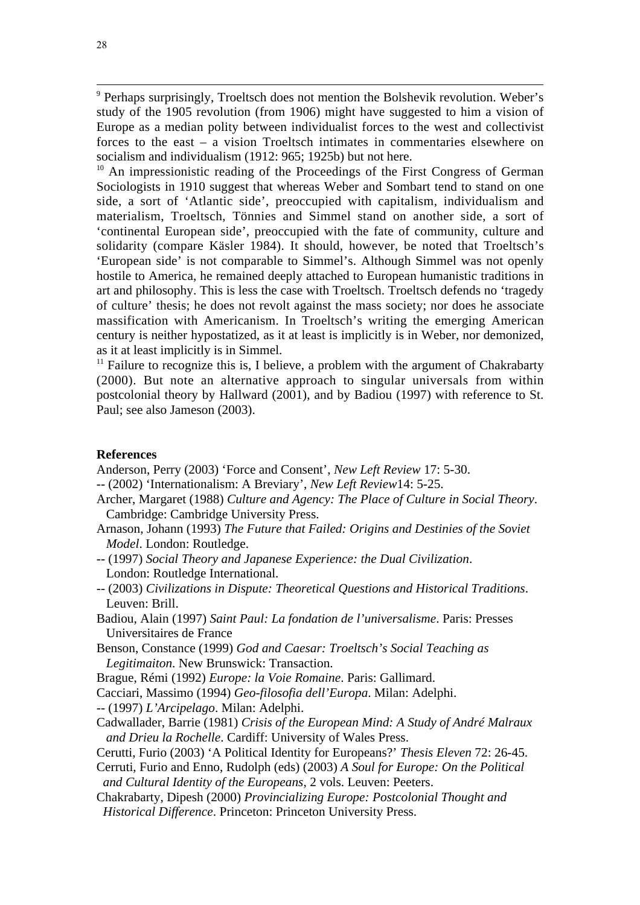[9] Perhaps surprisingly, Troeltsch does not mention the Bolshevik revolution. Weber's study of the 1905 revolution (from 1906) might have suggested to him a vision of Europe as a median polity between individualist forces to the west and collectivist forces to the east – a vision Troeltsch intimates in commentaries elsewhere on socialism and individualism (1912: 965; 1925b) but not here.

[10] An impressionistic reading of the Proceedings of the First Congress of German Sociologists in 1910 suggest that whereas Weber and Sombart tend to stand on one side, a sort of 'Atlantic side', preoccupied with capitalism, individualism and materialism, Troeltsch, Tönnies and Simmel stand on another side, a sort of 'continental European side', preoccupied with the fate of community, culture and solidarity (compare Käsler 1984). It should, however, be noted that Troeltsch's 'European side' is not comparable to Simmel's. Although Simmel was not openly hostile to America, he remained deeply attached to European humanistic traditions in art and philosophy. This is less the case with Troeltsch. Troeltsch defends no 'tragedy of culture' thesis; he does not revolt against the mass society; nor does he associate massification with Americanism. In Troeltsch's writing the emerging American century is neither hypostatized, as it at least is implicitly is in Weber, nor demonized, as it at least implicitly is in Simmel.

[11] Failure to recognize this is, I believe, a problem with the argument of Chakrabarty (2000). But note an alternative approach to singular universals from within postcolonial theory by Hallward (2001), and by Badiou (1997) with reference to St. Paul; see also Jameson (2003).

**References**

Anderson, Perry (2003) 'Force and Consent', *New Left Review* 17: 5-30.

-- (2002) 'Internationalism: A Breviary', *New Left Review*14: 5-25.

Archer, Margaret (1988) *Culture and Agency: The Place of Culture in Social Theory*. Cambridge: Cambridge University Press.

Arnason, Johann (1993) *The Future that Failed: Origins and Destinies of the Soviet Model*. London: Routledge.

-- (1997) *Social Theory and Japanese Experience: the Dual Civilization*. London: Routledge International.

-- (2003) *Civilizations in Dispute: Theoretical Questions and Historical Traditions*. Leuven: Brill.

Badiou, Alain (1997) *Saint Paul: La fondation de l'universalisme*. Paris: Presses Universitaires de France

Benson, Constance (1999) *God and Caesar: Troeltsch's Social Teaching as Legitimaiton*. New Brunswick: Transaction.

Brague, Rémi (1992) *Europe: la Voie Romaine*. Paris: Gallimard.

Cacciari, Massimo (1994) *Geo-filosofia dell'Europa*. Milan: Adelphi.

-- (1997) *L'Arcipelago*. Milan: Adelphi.

Cadwallader, Barrie (1981) *Crisis of the European Mind: A Study of André Malraux and Drieu la Rochelle*. Cardiff: University of Wales Press.

Cerutti, Furio (2003) 'A Political Identity for Europeans?' *Thesis Eleven* 72: 26-45.

Cerruti, Furio and Enno, Rudolph (eds) (2003) *A Soul for Europe: On the Political and Cultural Identity of the Europeans*, 2 vols. Leuven: Peeters.

Chakrabarty, Dipesh (2000) *Provincializing Europe: Postcolonial Thought and Historical Difference*. Princeton: Princeton University Press.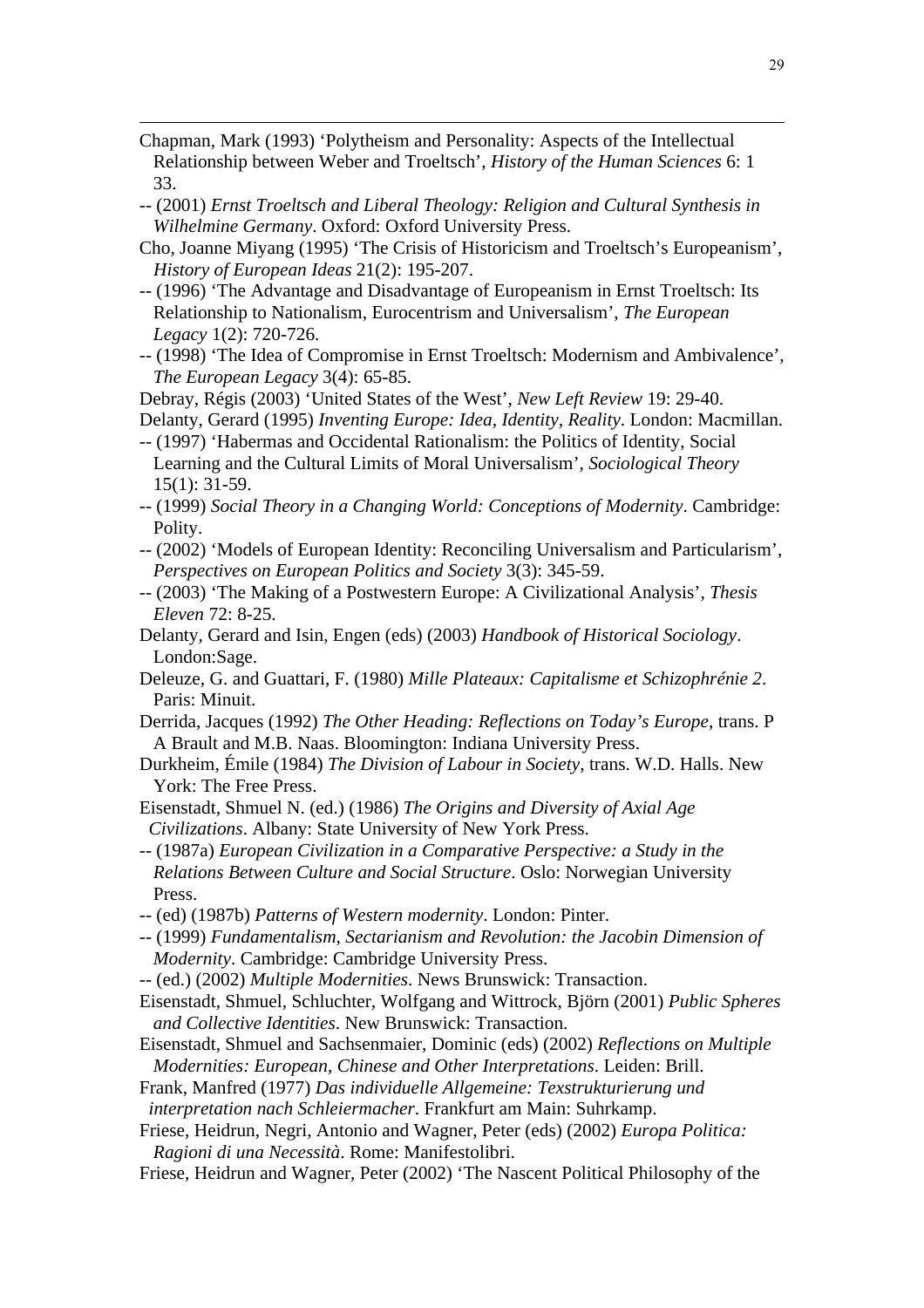Chapman, Mark (1993) 'Polytheism and Personality: Aspects of the Intellectual Relationship between Weber and Troeltsch', *History of the Human Sciences* 6: 1 33.

-- (2001) *Ernst Troeltsch and Liberal Theology: Religion and Cultural Synthesis in Wilhelmine Germany*. Oxford: Oxford University Press.

Cho, Joanne Miyang (1995) 'The Crisis of Historicism and Troeltsch's Europeanism', *History of European Ideas* 21(2): 195-207.

-- (1996) 'The Advantage and Disadvantage of Europeanism in Ernst Troeltsch: Its Relationship to Nationalism, Eurocentrism and Universalism', *The European Legacy* 1(2): 720-726.

-- (1998) 'The Idea of Compromise in Ernst Troeltsch: Modernism and Ambivalence', *The European Legacy* 3(4): 65-85.

Debray, Régis (2003) 'United States of the West', *New Left Review* 19: 29-40.

Delanty, Gerard (1995) *Inventing Europe: Idea, Identity, Reality*. London: Macmillan.

-- (1997) 'Habermas and Occidental Rationalism: the Politics of Identity, Social Learning and the Cultural Limits of Moral Universalism', *Sociological Theory* 15(1): 31-59.

-- (1999) *Social Theory in a Changing World: Conceptions of Modernity*. Cambridge: Polity.

-- (2002) 'Models of European Identity: Reconciling Universalism and Particularism', *Perspectives on European Politics and Society* 3(3): 345-59.

-- (2003) 'The Making of a Postwestern Europe: A Civilizational Analysis', *Thesis Eleven* 72: 8-25.

Delanty, Gerard and Isin, Engen (eds) (2003) *Handbook of Historical Sociology*. London:Sage.

Deleuze, G. and Guattari, F. (1980) *Mille Plateaux: Capitalisme et Schizophrénie 2*. Paris: Minuit.

Derrida, Jacques (1992) *The Other Heading: Reflections on Today's Europe*, trans. P A Brault and M.B. Naas. Bloomington: Indiana University Press.

Durkheim, Émile (1984) *The Division of Labour in Society*, trans. W.D. Halls. New York: The Free Press.

Eisenstadt, Shmuel N. (ed.) (1986) *The Origins and Diversity of Axial Age Civilizations*. Albany: State University of New York Press.

-- (1987a) *European Civilization in a Comparative Perspective: a Study in the Relations Between Culture and Social Structure*. Oslo: Norwegian University Press.

-- (ed) (1987b) *Patterns of Western modernity*. London: Pinter.

-- (1999) *Fundamentalism, Sectarianism and Revolution: the Jacobin Dimension of Modernity*. Cambridge: Cambridge University Press.

-- (ed.) (2002) *Multiple Modernities*. News Brunswick: Transaction.

Eisenstadt, Shmuel, Schluchter, Wolfgang and Wittrock, Björn (2001) *Public Spheres and Collective Identities*. New Brunswick: Transaction.

Eisenstadt, Shmuel and Sachsenmaier, Dominic (eds) (2002) *Reflections on Multiple Modernities: European, Chinese and Other Interpretations*. Leiden: Brill.

Frank, Manfred (1977) *Das individuelle Allgemeine: Texstrukturierung und interpretation nach Schleiermacher*. Frankfurt am Main: Suhrkamp.

Friese, Heidrun, Negri, Antonio and Wagner, Peter (eds) (2002) *Europa Politica: Ragioni di una Necessità*. Rome: Manifestolibri.

Friese, Heidrun and Wagner, Peter (2002) 'The Nascent Political Philosophy of the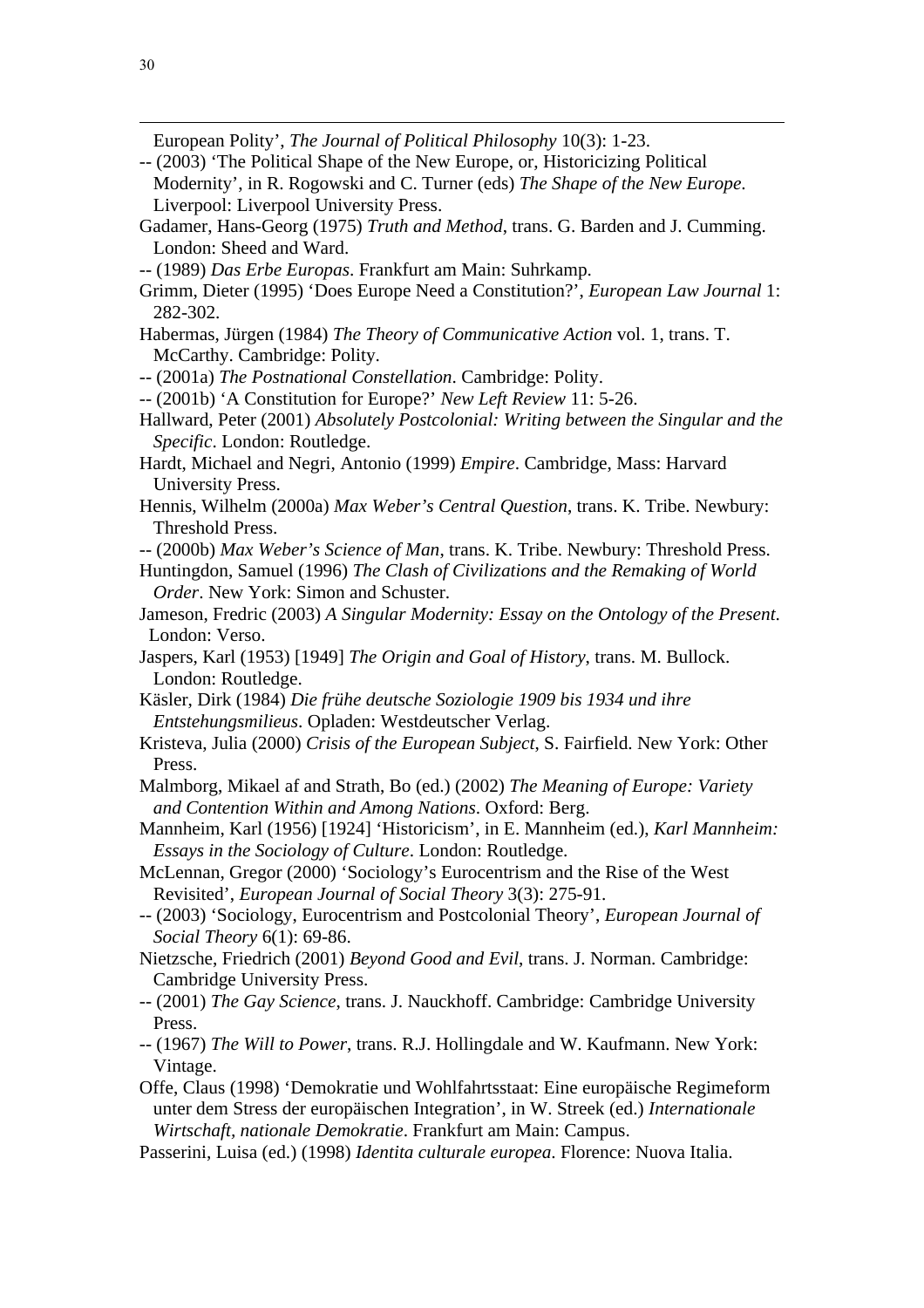European Polity', *The Journal of Political Philosophy* 10(3): 1-23.

-- (2003) 'The Political Shape of the New Europe, or, Historicizing Political Modernity', in R. Rogowski and C. Turner (eds) *The Shape of the New Europe*. Liverpool: Liverpool University Press.

Gadamer, Hans-Georg (1975) *Truth and Method*, trans. G. Barden and J. Cumming. London: Sheed and Ward.

-- (1989) *Das Erbe Europas*. Frankfurt am Main: Suhrkamp.

Grimm, Dieter (1995) 'Does Europe Need a Constitution?', *European Law Journal* 1: 282-302.

Habermas, Jürgen (1984) *The Theory of Communicative Action* vol. 1, trans. T. McCarthy. Cambridge: Polity.

-- (2001a) *The Postnational Constellation*. Cambridge: Polity.

-- (2001b) 'A Constitution for Europe?' *New Left Review* 11: 5-26.

Hallward, Peter (2001) *Absolutely Postcolonial: Writing between the Singular and the Specific*. London: Routledge.

Hardt, Michael and Negri, Antonio (1999) *Empire*. Cambridge, Mass: Harvard University Press.

Hennis, Wilhelm (2000a) *Max Weber's Central Question*, trans. K. Tribe. Newbury: Threshold Press.

-- (2000b) *Max Weber's Science of Man*, trans. K. Tribe. Newbury: Threshold Press.

Huntingdon, Samuel (1996) *The Clash of Civilizations and the Remaking of World Order*. New York: Simon and Schuster.

Jameson, Fredric (2003) *A Singular Modernity: Essay on the Ontology of the Present*. London: Verso.

Jaspers, Karl (1953) [1949] *The Origin and Goal of History*, trans. M. Bullock. London: Routledge.

Käsler, Dirk (1984) *Die frühe deutsche Soziologie 1909 bis 1934 und ihre Entstehungsmilieus*. Opladen: Westdeutscher Verlag.

Kristeva, Julia (2000) *Crisis of the European Subject*, S. Fairfield. New York: Other Press.

Malmborg, Mikael af and Strath, Bo (ed.) (2002) *The Meaning of Europe: Variety and Contention Within and Among Nations*. Oxford: Berg.

Mannheim, Karl (1956) [1924] 'Historicism', in E. Mannheim (ed.), *Karl Mannheim: Essays in the Sociology of Culture*. London: Routledge.

McLennan, Gregor (2000) 'Sociology's Eurocentrism and the Rise of the West Revisited', *European Journal of Social Theory* 3(3): 275-91.

-- (2003) 'Sociology, Eurocentrism and Postcolonial Theory', *European Journal of Social Theory* 6(1): 69-86.

Nietzsche, Friedrich (2001) *Beyond Good and Evil*, trans. J. Norman. Cambridge: Cambridge University Press.

-- (2001) *The Gay Science*, trans. J. Nauckhoff. Cambridge: Cambridge University Press.

-- (1967) *The Will to Power*, trans. R.J. Hollingdale and W. Kaufmann. New York: Vintage.

Offe, Claus (1998) 'Demokratie und Wohlfahrtsstaat: Eine europäische Regimeform unter dem Stress der europäischen Integration', in W. Streek (ed.) *Internationale Wirtschaft, nationale Demokratie*. Frankfurt am Main: Campus.

Passerini, Luisa (ed.) (1998) *Identita culturale europea*. Florence: Nuova Italia.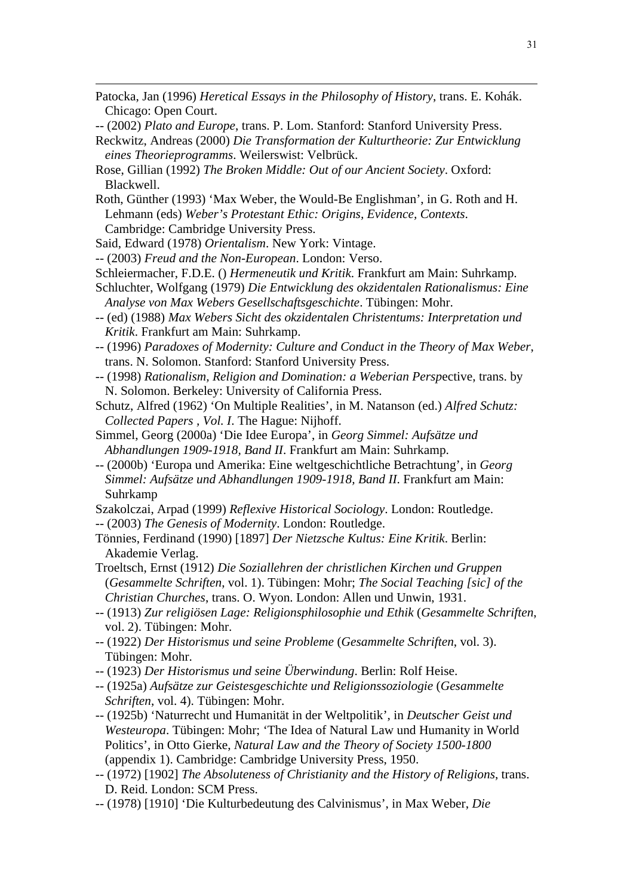Patocka, Jan (1996) *Heretical Essays in the Philosophy of History*, trans. E. Kohák. Chicago: Open Court.

-- (2002) *Plato and Europe*, trans. P. Lom. Stanford: Stanford University Press.

Reckwitz, Andreas (2000) *Die Transformation der Kulturtheorie: Zur Entwicklung eines Theorieprogramms*. Weilerswist: Velbrück.

Rose, Gillian (1992) *The Broken Middle: Out of our Ancient Society*. Oxford: Blackwell.

Roth, Günther (1993) 'Max Weber, the Would-Be Englishman', in G. Roth and H. Lehmann (eds) *Weber's Protestant Ethic: Origins, Evidence, Contexts*. Cambridge: Cambridge University Press.

Said, Edward (1978) *Orientalism*. New York: Vintage.

-- (2003) *Freud and the Non-European*. London: Verso.

Schleiermacher, F.D.E. () *Hermeneutik und Kritik*. Frankfurt am Main: Suhrkamp.

Schluchter, Wolfgang (1979) *Die Entwicklung des okzidentalen Rationalismus: Eine Analyse von Max Webers Gesellschaftsgeschichte*. Tübingen: Mohr.

-- (ed) (1988) *Max Webers Sicht des okzidentalen Christentums: Interpretation und Kritik*. Frankfurt am Main: Suhrkamp.

-- (1996) *Paradoxes of Modernity: Culture and Conduct in the Theory of Max Weber*, trans. N. Solomon. Stanford: Stanford University Press.

-- (1998) *Rationalism, Religion and Domination: a Weberian Persp*ective, trans. by N. Solomon. Berkeley: University of California Press.

Schutz, Alfred (1962) 'On Multiple Realities', in M. Natanson (ed.) *Alfred Schutz: Collected Papers , Vol. I*. The Hague: Nijhoff.

Simmel, Georg (2000a) 'Die Idee Europa', in *Georg Simmel: Aufsätze und Abhandlungen 1909-1918, Band II*. Frankfurt am Main: Suhrkamp.

-- (2000b) 'Europa und Amerika: Eine weltgeschichtliche Betrachtung', in *Georg Simmel: Aufsätze und Abhandlungen 1909-1918, Band II*. Frankfurt am Main: Suhrkamp

Szakolczai, Arpad (1999) *Reflexive Historical Sociology*. London: Routledge.

-- (2003) *The Genesis of Modernity*. London: Routledge.

Tönnies, Ferdinand (1990) [1897] *Der Nietzsche Kultus: Eine Kritik*. Berlin: Akademie Verlag.

Troeltsch, Ernst (1912) *Die Soziallehren der christlichen Kirchen und Gruppen* (*Gesammelte Schriften*, vol. 1). Tübingen: Mohr; *The Social Teaching [sic] of the Christian Churches*, trans. O. Wyon. London: Allen und Unwin, 1931.

-- (1913) *Zur religiösen Lage: Religionsphilosophie und Ethik* (*Gesammelte Schriften*, vol. 2). Tübingen: Mohr.

-- (1922) *Der Historismus und seine Probleme* (*Gesammelte Schriften*, vol. 3). Tübingen: Mohr.

-- (1923) *Der Historismus und seine Überwindung*. Berlin: Rolf Heise.

-- (1925a) *Aufsätze zur Geistesgeschichte und Religionssoziologie* (*Gesammelte Schriften*, vol. 4). Tübingen: Mohr.

-- (1925b) 'Naturrecht und Humanität in der Weltpolitik', in *Deutscher Geist und Westeuropa*. Tübingen: Mohr; 'The Idea of Natural Law und Humanity in World Politics', in Otto Gierke, *Natural Law and the Theory of Society 1500-1800* (appendix 1). Cambridge: Cambridge University Press, 1950.

-- (1972) [1902] *The Absoluteness of Christianity and the History of Religions*, trans. D. Reid. London: SCM Press.

-- (1978) [1910] 'Die Kulturbedeutung des Calvinismus', in Max Weber, *Die*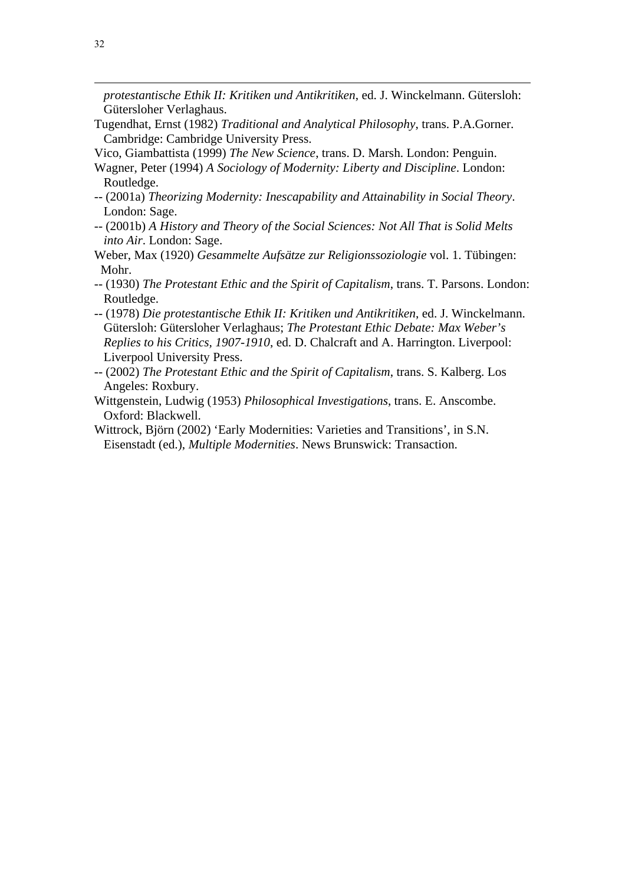*protestantische Ethik II: Kritiken und Antikritiken*, ed. J. Winckelmann. Gütersloh: Gütersloher Verlaghaus.

Tugendhat, Ernst (1982) *Traditional and Analytical Philosophy*, trans. P.A.Gorner. Cambridge: Cambridge University Press.

Vico, Giambattista (1999) *The New Science*, trans. D. Marsh. London: Penguin.

Wagner, Peter (1994) *A Sociology of Modernity: Liberty and Discipline*. London: Routledge.

-- (2001a) *Theorizing Modernity: Inescapability and Attainability in Social Theory*. London: Sage.

-- (2001b) *A History and Theory of the Social Sciences: Not All That is Solid Melts into Air*. London: Sage.

Weber, Max (1920) *Gesammelte Aufsätze zur Religionssoziologie* vol. 1. Tübingen: Mohr.

-- (1930) *The Protestant Ethic and the Spirit of Capitalism*, trans. T. Parsons. London: Routledge.

-- (1978) *Die protestantische Ethik II: Kritiken und Antikritiken*, ed. J. Winckelmann. Gütersloh: Gütersloher Verlaghaus; *The Protestant Ethic Debate: Max Weber's Replies to his Critics, 1907-1910*, ed. D. Chalcraft and A. Harrington. Liverpool: Liverpool University Press.

-- (2002) *The Protestant Ethic and the Spirit of Capitalism*, trans. S. Kalberg. Los Angeles: Roxbury.

Wittgenstein, Ludwig (1953) *Philosophical Investigations*, trans. E. Anscombe. Oxford: Blackwell.

Wittrock, Björn (2002) 'Early Modernities: Varieties and Transitions', in S.N. Eisenstadt (ed.), *Multiple Modernities*. News Brunswick: Transaction.